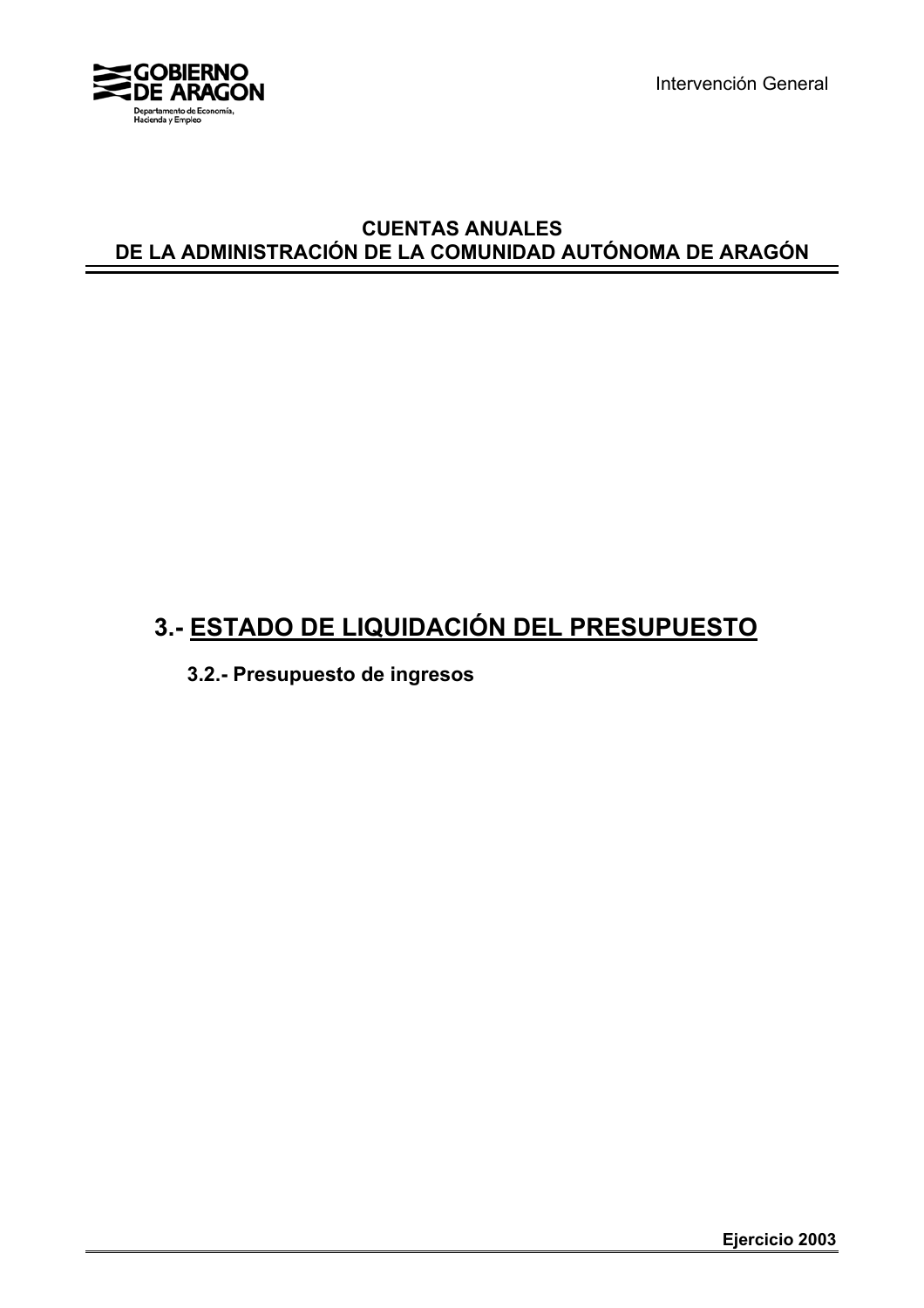GOBIERNO DE ARAGON
Departamento de Economía, Hacienda y Empleo

Intervención General

**CUENTAS ANUALES**
**DE LA ADMINISTRACIÓN DE LA COMUNIDAD AUTÓNOMA DE ARAGÓN**

# 3.- ESTADO DE LIQUIDACIÓN DEL PRESUPUESTO

## 3.2.- Presupuesto de ingresos

**Ejercicio 2003**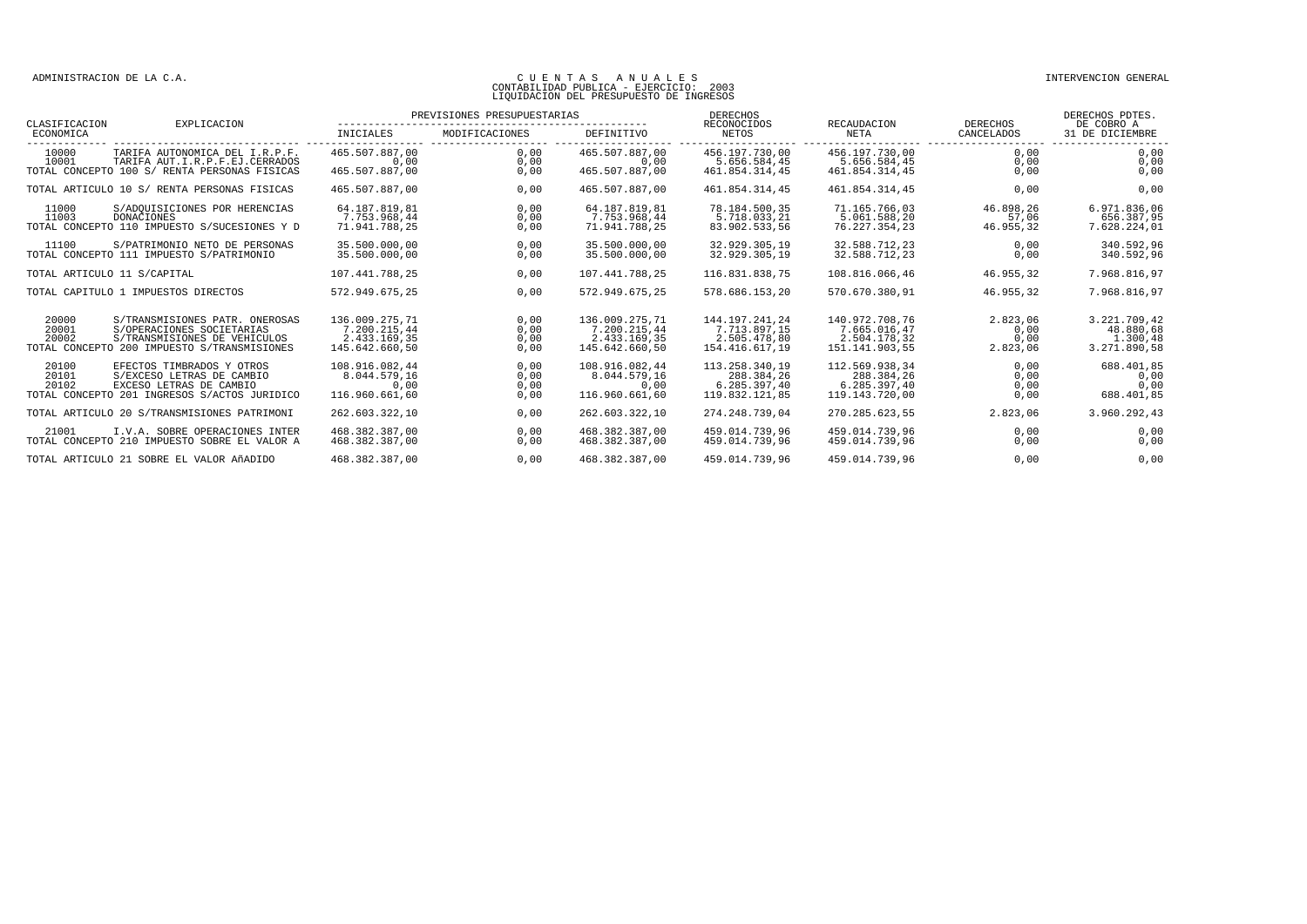# CUENTAS ANUALES
## CONTABILIDAD PUBLICA - EJERCICIO: 2003
## LIQUIDACION DEL PRESUPUESTO DE INGRESOS

| CLASIFICACION ECONOMICA | EXPLICACION | PREVISIONES PRESUPUESTARIAS INICIALES | MODIFICACIONES | DEFINITIVO | DERECHOS RECONOCIDOS NETOS | RECAUDACION NETA | DERECHOS CANCELADOS | DERECHOS PDTES. DE COBRO A 31 DE DICIEMBRE |
|---|---|---|---|---|---|---|---|---|
| 10000 | TARIFA AUTONOMICA DEL I.R.P.F. | 465.507.887,00 | 0,00 | 465.507.887,00 | 456.197.730,00 | 456.197.730,00 | 0,00 | 0,00 |
| 10001 | TARIFA AUT.I.R.P.F.EJ.CERRADOS | 0,00 | 0,00 | 0,00 | 5.656.584,45 | 5.656.584,45 | 0,00 | 0,00 |
| TOTAL CONCEPTO 100 S/ RENTA PERSONAS FISICAS | | 465.507.887,00 | 0,00 | 465.507.887,00 | 461.854.314,45 | 461.854.314,45 | 0,00 | 0,00 |
| TOTAL ARTICULO 10 S/ RENTA PERSONAS FISICAS | | 465.507.887,00 | 0,00 | 465.507.887,00 | 461.854.314,45 | 461.854.314,45 | 0,00 | 0,00 |
| 11000 | S/ADQUISICIONES POR HERENCIAS | 64.187.819,81 | 0,00 | 64.187.819,81 | 78.184.500,35 | 71.165.766,03 | 46.898,26 | 6.971.836,06 |
| 11003 | DONACIONES | 7.753.968,44 | 0,00 | 7.753.968,44 | 5.718.033,21 | 5.061.588,20 | 57,06 | 656.387,95 |
| TOTAL CONCEPTO 110 IMPUESTO S/SUCESIONES Y D | | 71.941.788,25 | 0,00 | 71.941.788,25 | 83.902.533,56 | 76.227.354,23 | 46.955,32 | 7.628.224,01 |
| 11100 | S/PATRIMONIO NETO DE PERSONAS | 35.500.000,00 | 0,00 | 35.500.000,00 | 32.929.305,19 | 32.588.712,23 | 0,00 | 340.592,96 |
| TOTAL CONCEPTO 111 IMPUESTO S/PATRIMONIO | | 35.500.000,00 | 0,00 | 35.500.000,00 | 32.929.305,19 | 32.588.712,23 | 0,00 | 340.592,96 |
| TOTAL ARTICULO 11 S/CAPITAL | | 107.441.788,25 | 0,00 | 107.441.788,25 | 116.831.838,75 | 108.816.066,46 | 46.955,32 | 7.968.816,97 |
| TOTAL CAPITULO 1 IMPUESTOS DIRECTOS | | 572.949.675,25 | 0,00 | 572.949.675,25 | 578.686.153,20 | 570.670.380,91 | 46.955,32 | 7.968.816,97 |
| 20000 | S/TRANSMISIONES PATR. ONEROSAS | 136.009.275,71 | 0,00 | 136.009.275,71 | 144.197.241,24 | 140.972.708,76 | 2.823,06 | 3.221.709,42 |
| 20001 | S/OPERACIONES SOCIETARIAS | 7.200.215,44 | 0,00 | 7.200.215,44 | 7.713.897,15 | 7.665.016,47 | 0,00 | 48.880,68 |
| 20002 | S/TRANSMISIONES DE VEHICULOS | 2.433.169,35 | 0,00 | 2.433.169,35 | 2.505.478,80 | 2.504.178,32 | 0,00 | 1.300,48 |
| TOTAL CONCEPTO 200 IMPUESTO S/TRANSMISIONES | | 145.642.660,50 | 0,00 | 145.642.660,50 | 154.416.617,19 | 151.141.903,55 | 2.823,06 | 3.271.890,58 |
| 20100 | EFECTOS TIMBRADOS Y OTROS | 108.916.082,44 | 0,00 | 108.916.082,44 | 113.258.340,19 | 112.569.938,34 | 0,00 | 688.401,85 |
| 20101 | S/EXCESO LETRAS DE CAMBIO | 8.044.579,16 | 0,00 | 8.044.579,16 | 288.384,26 | 288.384,26 | 0,00 | 0,00 |
| 20102 | EXCESO LETRAS DE CAMBIO | 0,00 | 0,00 | 0,00 | 6.285.397,40 | 6.285.397,40 | 0,00 | 0,00 |
| TOTAL CONCEPTO 201 INGRESOS S/ACTOS JURIDICO | | 116.960.661,60 | 0,00 | 116.960.661,60 | 119.832.121,85 | 119.143.720,00 | 0,00 | 688.401,85 |
| TOTAL ARTICULO 20 S/TRANSMISIONES PATRIMONI | | 262.603.322,10 | 0,00 | 262.603.322,10 | 274.248.739,04 | 270.285.623,55 | 2.823,06 | 3.960.292,43 |
| 21001 | I.V.A. SOBRE OPERACIONES INTER | 468.382.387,00 | 0,00 | 468.382.387,00 | 459.014.739,96 | 459.014.739,96 | 0,00 | 0,00 |
| TOTAL CONCEPTO 210 IMPUESTO SOBRE EL VALOR A | | 468.382.387,00 | 0,00 | 468.382.387,00 | 459.014.739,96 | 459.014.739,96 | 0,00 | 0,00 |
| TOTAL ARTICULO 21 SOBRE EL VALOR AñADIDO | | 468.382.387,00 | 0,00 | 468.382.387,00 | 459.014.739,96 | 459.014.739,96 | 0,00 | 0,00 |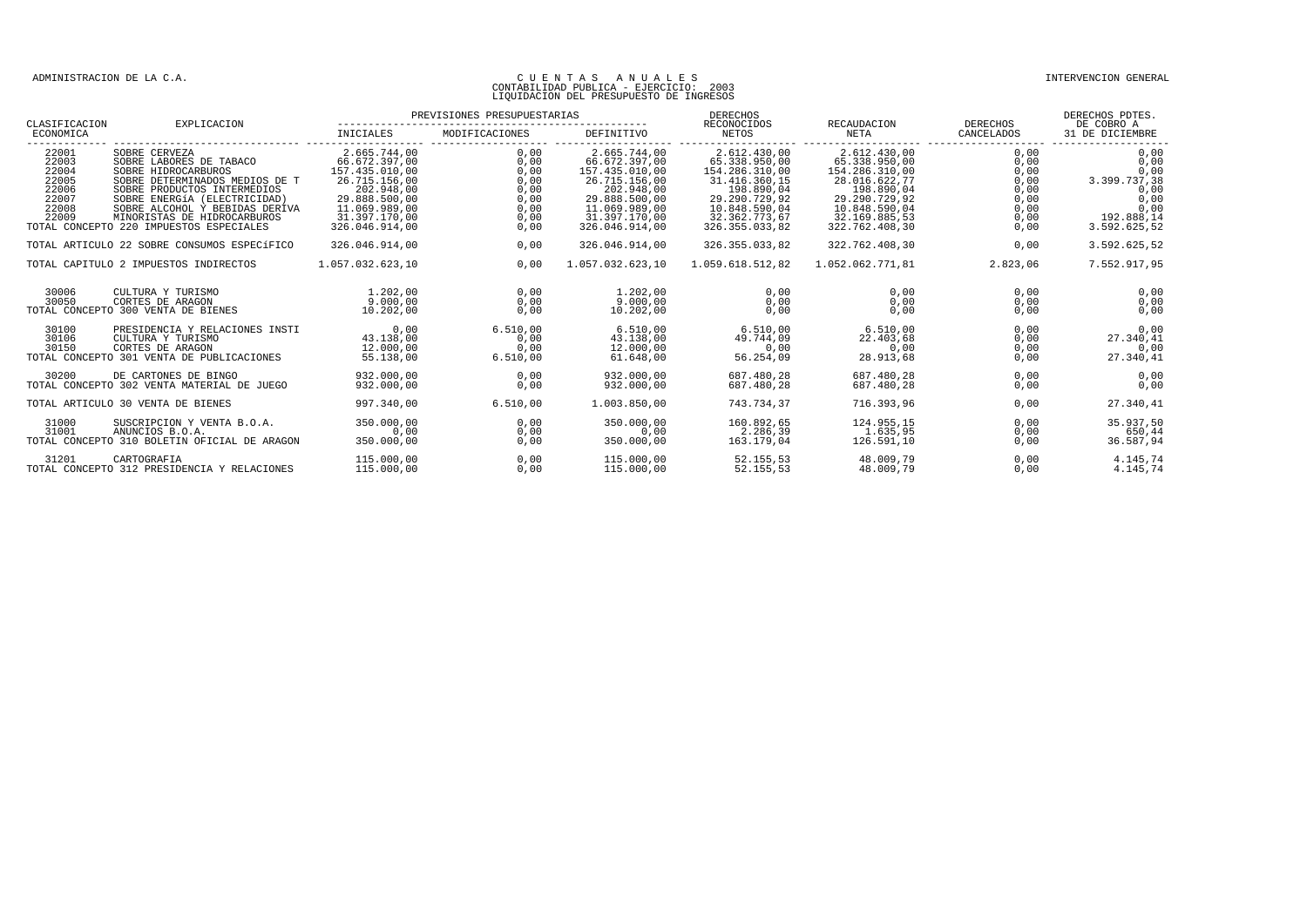ADMINISTRACION DE LA C.A.

# CUENTAS ANUALES
## CONTABILIDAD PUBLICA - EJERCICIO: 2003
## LIQUIDACION DEL PRESUPUESTO DE INGRESOS

INTERVENCION GENERAL

| CLASIFICACION ECONOMICA | EXPLICACION | PREVISIONES PRESUPUESTARIAS INICIALES | MODIFICACIONES | DEFINITIVO | DERECHOS RECONOCIDOS NETOS | RECAUDACION NETA | DERECHOS CANCELADOS | DERECHOS PDTES. DE COBRO A 31 DE DICIEMBRE |
|---|---|---|---|---|---|---|---|---|
| 22001 | SOBRE CERVEZA | 2.665.744,00 | 0,00 | 2.665.744,00 | 2.612.430,00 | 2.612.430,00 | 0,00 | 0,00 |
| 22003 | SOBRE LABORES DE TABACO | 66.672.397,00 | 0,00 | 66.672.397,00 | 65.338.950,00 | 65.338.950,00 | 0,00 | 0,00 |
| 22004 | SOBRE HIDROCARBUROS | 157.435.010,00 | 0,00 | 157.435.010,00 | 154.286.310,00 | 154.286.310,00 | 0,00 | 0,00 |
| 22005 | SOBRE DETERMINADOS MEDIOS DE T | 26.715.156,00 | 0,00 | 26.715.156,00 | 31.416.360,15 | 28.016.622,77 | 0,00 | 3.399.737,38 |
| 22006 | SOBRE PRODUCTOS INTERMEDIOS | 202.948,00 | 0,00 | 202.948,00 | 198.890,04 | 198.890,04 | 0,00 | 0,00 |
| 22007 | SOBRE ENERGíA (ELECTRICIDAD) | 29.888.500,00 | 0,00 | 29.888.500,00 | 29.290.729,92 | 29.290.729,92 | 0,00 | 0,00 |
| 22008 | SOBRE ALCOHOL Y BEBIDAS DERIVA | 11.069.989,00 | 0,00 | 11.069.989,00 | 10.848.590,04 | 10.848.590,04 | 0,00 | 0,00 |
| 22009 | MINORISTAS DE HIDROCARBUROS | 31.397.170,00 | 0,00 | 31.397.170,00 | 32.362.773,67 | 32.169.885,53 | 0,00 | 192.888,14 |
| TOTAL CONCEPTO 220 IMPUESTOS ESPECIALES | | 326.046.914,00 | 0,00 | 326.046.914,00 | 326.355.033,82 | 322.762.408,30 | 0,00 | 3.592.625,52 |
| TOTAL ARTICULO 22 SOBRE CONSUMOS ESPECíFICO | | 326.046.914,00 | 0,00 | 326.046.914,00 | 326.355.033,82 | 322.762.408,30 | 0,00 | 3.592.625,52 |
| TOTAL CAPITULO 2 IMPUESTOS INDIRECTOS | | 1.057.032.623,10 | 0,00 | 1.057.032.623,10 | 1.059.618.512,82 | 1.052.062.771,81 | 2.823,06 | 7.552.917,95 |
| 30006 | CULTURA Y TURISMO | 1.202,00 | 0,00 | 1.202,00 | 0,00 | 0,00 | 0,00 | 0,00 |
| 30050 | CORTES DE ARAGON | 9.000,00 | 0,00 | 9.000,00 | 0,00 | 0,00 | 0,00 | 0,00 |
| TOTAL CONCEPTO 300 VENTA DE BIENES | | 10.202,00 | 0,00 | 10.202,00 | 0,00 | 0,00 | 0,00 | 0,00 |
| 30100 | PRESIDENCIA Y RELACIONES INSTI | 0,00 | 6.510,00 | 6.510,00 | 6.510,00 | 6.510,00 | 0,00 | 0,00 |
| 30106 | CULTURA Y TURISMO | 43.138,00 | 0,00 | 43.138,00 | 49.744,09 | 22.403,68 | 0,00 | 27.340,41 |
| 30150 | CORTES DE ARAGON | 12.000,00 | 0,00 | 12.000,00 | 0,00 | 0,00 | 0,00 | 0,00 |
| TOTAL CONCEPTO 301 VENTA DE PUBLICACIONES | | 55.138,00 | 6.510,00 | 61.648,00 | 56.254,09 | 28.913,68 | 0,00 | 27.340,41 |
| 30200 | DE CARTONES DE BINGO | 932.000,00 | 0,00 | 932.000,00 | 687.480,28 | 687.480,28 | 0,00 | 0,00 |
| TOTAL CONCEPTO 302 VENTA MATERIAL DE JUEGO | | 932.000,00 | 0,00 | 932.000,00 | 687.480,28 | 687.480,28 | 0,00 | 0,00 |
| TOTAL ARTICULO 30 VENTA DE BIENES | | 997.340,00 | 6.510,00 | 1.003.850,00 | 743.734,37 | 716.393,96 | 0,00 | 27.340,41 |
| 31000 | SUSCRIPCION Y VENTA B.O.A. | 350.000,00 | 0,00 | 350.000,00 | 160.892,65 | 124.955,15 | 0,00 | 35.937,50 |
| 31001 | ANUNCIOS B.O.A. | 0,00 | 0,00 | 0,00 | 2.286,39 | 1.635,95 | 0,00 | 650,44 |
| TOTAL CONCEPTO 310 BOLETIN OFICIAL DE ARAGON | | 350.000,00 | 0,00 | 350.000,00 | 163.179,04 | 126.591,10 | 0,00 | 36.587,94 |
| 31201 | CARTOGRAFIA | 115.000,00 | 0,00 | 115.000,00 | 52.155,53 | 48.009,79 | 0,00 | 4.145,74 |
| TOTAL CONCEPTO 312 PRESIDENCIA Y RELACIONES | | 115.000,00 | 0,00 | 115.000,00 | 52.155,53 | 48.009,79 | 0,00 | 4.145,74 |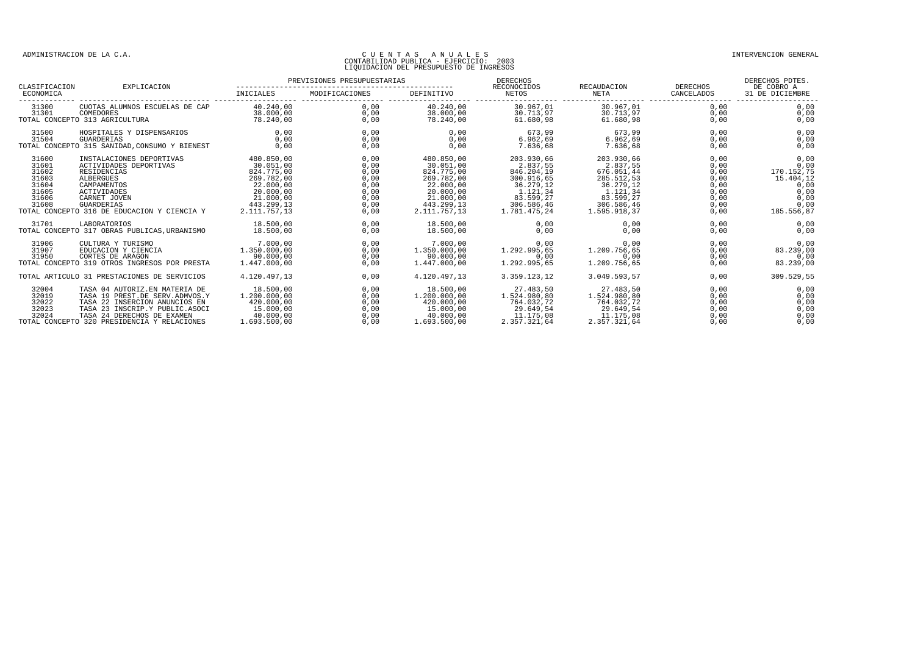ADMINISTRACION DE LA C.A.

INTERVENCION GENERAL

# CUENTAS ANUALES
## CONTABILIDAD PUBLICA - EJERCICIO: 2003
## LIQUIDACION DEL PRESUPUESTO DE INGRESOS

| CLASIFICACION ECONOMICA | EXPLICACION | PREVISIONES PRESUPUESTARIAS INICIALES | MODIFICACIONES | DEFINITIVO | DERECHOS RECONOCIDOS NETOS | RECAUDACION NETA | DERECHOS CANCELADOS | DERECHOS PDTES. DE COBRO A 31 DE DICIEMBRE |
|---|---|---|---|---|---|---|---|---|
| 31300 | CUOTAS ALUMNOS ESCUELAS DE CAP | 40.240,00 | 0,00 | 40.240,00 | 30.967,01 | 30.967,01 | 0,00 | 0,00 |
| 31301 | COMEDORES | 38.000,00 | 0,00 | 38.000,00 | 30.713,97 | 30.713,97 | 0,00 | 0,00 |
| TOTAL CONCEPTO 313 AGRICULTURA | | 78.240,00 | 0,00 | 78.240,00 | 61.680,98 | 61.680,98 | 0,00 | 0,00 |
| 31500 | HOSPITALES Y DISPENSARIOS | 0,00 | 0,00 | 0,00 | 673,99 | 673,99 | 0,00 | 0,00 |
| 31504 | GUARDERIAS | 0,00 | 0,00 | 0,00 | 6.962,69 | 6.962,69 | 0,00 | 0,00 |
| TOTAL CONCEPTO 315 SANIDAD,CONSUMO Y BIENEST | | 0,00 | 0,00 | 0,00 | 7.636,68 | 7.636,68 | 0,00 | 0,00 |
| 31600 | INSTALACIONES DEPORTIVAS | 480.850,00 | 0,00 | 480.850,00 | 203.930,66 | 203.930,66 | 0,00 | 0,00 |
| 31601 | ACTIVIDADES DEPORTIVAS | 30.051,00 | 0,00 | 30.051,00 | 2.837,55 | 2.837,55 | 0,00 | 0,00 |
| 31602 | RESIDENCIAS | 824.775,00 | 0,00 | 824.775,00 | 846.204,19 | 676.051,44 | 0,00 | 170.152,75 |
| 31603 | ALBERGUES | 269.782,00 | 0,00 | 269.782,00 | 300.916,65 | 285.512,53 | 0,00 | 15.404,12 |
| 31604 | CAMPAMENTOS | 22.000,00 | 0,00 | 22.000,00 | 36.279,12 | 36.279,12 | 0,00 | 0,00 |
| 31605 | ACTIVIDADES | 20.000,00 | 0,00 | 20.000,00 | 1.121,34 | 1.121,34 | 0,00 | 0,00 |
| 31606 | CARNET JOVEN | 21.000,00 | 0,00 | 21.000,00 | 83.599,27 | 83.599,27 | 0,00 | 0,00 |
| 31608 | GUARDERIAS | 443.299,13 | 0,00 | 443.299,13 | 306.586,46 | 306.586,46 | 0,00 | 0,00 |
| TOTAL CONCEPTO 316 DE EDUCACION Y CIENCIA Y | | 2.111.757,13 | 0,00 | 2.111.757,13 | 1.781.475,24 | 1.595.918,37 | 0,00 | 185.556,87 |
| 31701 | LABORATORIOS | 18.500,00 | 0,00 | 18.500,00 | 0,00 | 0,00 | 0,00 | 0,00 |
| TOTAL CONCEPTO 317 OBRAS PUBLICAS,URBANISMO | | 18.500,00 | 0,00 | 18.500,00 | 0,00 | 0,00 | 0,00 | 0,00 |
| 31906 | CULTURA Y TURISMO | 7.000,00 | 0,00 | 7.000,00 | 0,00 | 0,00 | 0,00 | 0,00 |
| 31907 | EDUCACION Y CIENCIA | 1.350.000,00 | 0,00 | 1.350.000,00 | 1.292.995,65 | 1.209.756,65 | 0,00 | 83.239,00 |
| 31950 | CORTES DE ARAGON | 90.000,00 | 0,00 | 90.000,00 | 0,00 | 0,00 | 0,00 | 0,00 |
| TOTAL CONCEPTO 319 OTROS INGRESOS POR PRESTA | | 1.447.000,00 | 0,00 | 1.447.000,00 | 1.292.995,65 | 1.209.756,65 | 0,00 | 83.239,00 |
| TOTAL ARTICULO 31 PRESTACIONES DE SERVICIOS | | 4.120.497,13 | 0,00 | 4.120.497,13 | 3.359.123,12 | 3.049.593,57 | 0,00 | 309.529,55 |
| 32004 | TASA 04 AUTORIZ.EN MATERIA DE | 18.500,00 | 0,00 | 18.500,00 | 27.483,50 | 27.483,50 | 0,00 | 0,00 |
| 32019 | TASA 19 PREST.DE SERV.ADMVOS.Y | 1.200.000,00 | 0,00 | 1.200.000,00 | 1.524.980,80 | 1.524.980,80 | 0,00 | 0,00 |
| 32022 | TASA 22 INSERCION ANUNCIOS EN | 420.000,00 | 0,00 | 420.000,00 | 764.032,72 | 764.032,72 | 0,00 | 0,00 |
| 32023 | TASA 23 INSCRIP.Y PUBLIC.ASOCI | 15.000,00 | 0,00 | 15.000,00 | 29.649,54 | 29.649,54 | 0,00 | 0,00 |
| 32024 | TASA 24 DERECHOS DE EXAMEN | 40.000,00 | 0,00 | 40.000,00 | 11.175,08 | 11.175,08 | 0,00 | 0,00 |
| TOTAL CONCEPTO 320 PRESIDENCIA Y RELACIONES | | 1.693.500,00 | 0,00 | 1.693.500,00 | 2.357.321,64 | 2.357.321,64 | 0,00 | 0,00 |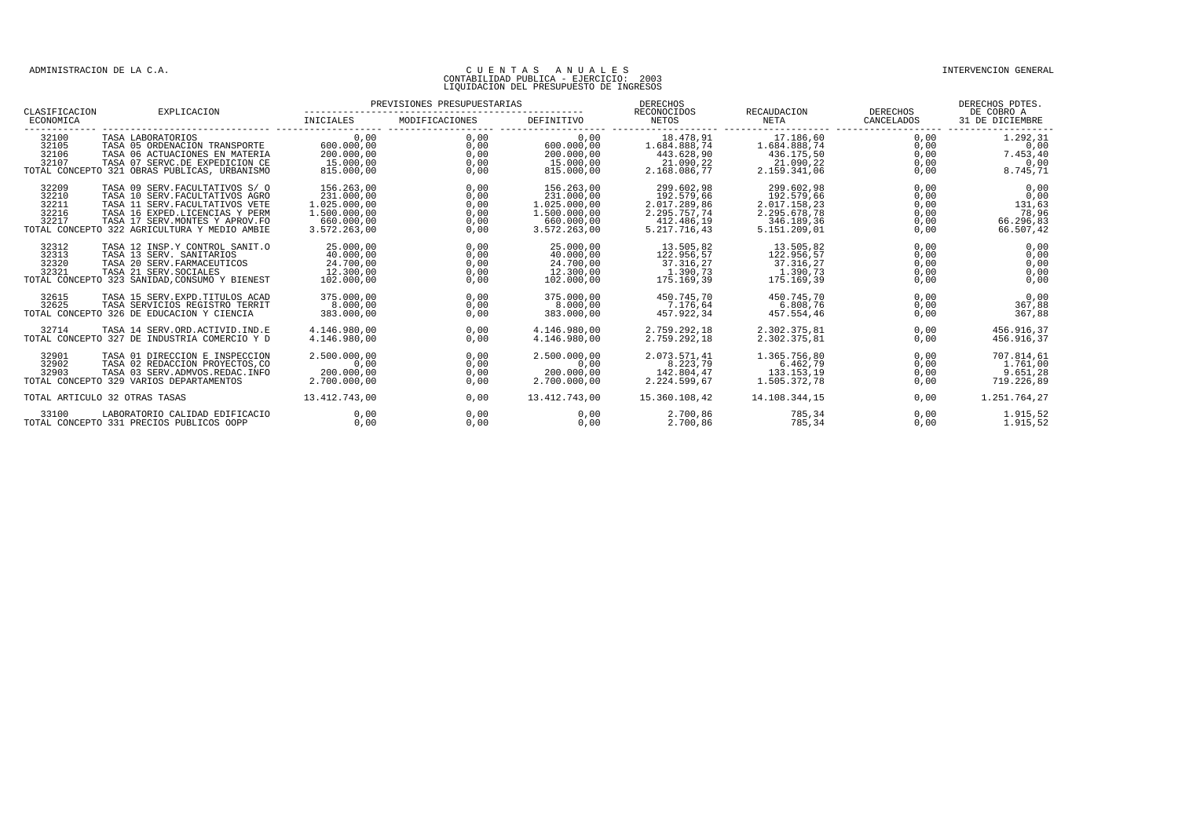ADMINISTRACION DE LA C.A.

# CUENTAS ANUALES
## CONTABILIDAD PUBLICA - EJERCICIO: 2003
## LIQUIDACION DEL PRESUPUESTO DE INGRESOS

INTERVENCION GENERAL

| CLASIFICACION ECONOMICA | EXPLICACION | PREVISIONES PRESUPUESTARIAS INICIALES | MODIFICACIONES | DEFINITIVO | DERECHOS RECONOCIDOS NETOS | RECAUDACION NETA | DERECHOS CANCELADOS | DERECHOS PDTES. DE COBRO A 31 DE DICIEMBRE |
|---|---|---|---|---|---|---|---|---|
| 32100 | TASA LABORATORIOS | 0,00 | 0,00 | 0,00 | 18.478,91 | 17.186,60 | 0,00 | 1.292,31 |
| 32105 | TASA 05 ORDENACION TRANSPORTE | 600.000,00 | 0,00 | 600.000,00 | 1.684.888,74 | 1.684.888,74 | 0,00 | 0,00 |
| 32106 | TASA 06 ACTUACIONES EN MATERIA | 200.000,00 | 0,00 | 200.000,00 | 443.628,90 | 436.175,50 | 0,00 | 7.453,40 |
| 32107 | TASA 07 SERVC.DE EXPEDICION CE | 15.000,00 | 0,00 | 15.000,00 | 21.090,22 | 21.090,22 | 0,00 | 0,00 |
| TOTAL CONCEPTO 321 | OBRAS PUBLICAS, URBANISMO | 815.000,00 | 0,00 | 815.000,00 | 2.168.086,77 | 2.159.341,06 | 0,00 | 8.745,71 |
| 32209 | TASA 09 SERV.FACULTATIVOS S/ O | 156.263,00 | 0,00 | 156.263,00 | 299.602,98 | 299.602,98 | 0,00 | 0,00 |
| 32210 | TASA 10 SERV.FACULTATIVOS AGRO | 231.000,00 | 0,00 | 231.000,00 | 192.579,66 | 192.579,66 | 0,00 | 0,00 |
| 32211 | TASA 11 SERV.FACULTATIVOS VETE | 1.025.000,00 | 0,00 | 1.025.000,00 | 2.017.289,86 | 2.017.158,23 | 0,00 | 131,63 |
| 32216 | TASA 16 EXPED.LICENCIAS Y PERM | 1.500.000,00 | 0,00 | 1.500.000,00 | 2.295.757,74 | 2.295.678,78 | 0,00 | 78,96 |
| 32217 | TASA 17 SERV.MONTES Y APROV.FO | 660.000,00 | 0,00 | 660.000,00 | 412.486,19 | 346.189,36 | 0,00 | 66.296,83 |
| TOTAL CONCEPTO 322 | AGRICULTURA Y MEDIO AMBIE | 3.572.263,00 | 0,00 | 3.572.263,00 | 5.217.716,43 | 5.151.209,01 | 0,00 | 66.507,42 |
| 32312 | TASA 12 INSP.Y CONTROL SANIT.O | 25.000,00 | 0,00 | 25.000,00 | 13.505,82 | 13.505,82 | 0,00 | 0,00 |
| 32313 | TASA 13 SERV. SANITARIOS | 40.000,00 | 0,00 | 40.000,00 | 122.956,57 | 122.956,57 | 0,00 | 0,00 |
| 32320 | TASA 20 SERV.FARMACEUTICOS | 24.700,00 | 0,00 | 24.700,00 | 37.316,27 | 37.316,27 | 0,00 | 0,00 |
| 32321 | TASA 21 SERV.SOCIALES | 12.300,00 | 0,00 | 12.300,00 | 1.390,73 | 1.390,73 | 0,00 | 0,00 |
| TOTAL CONCEPTO 323 | SANIDAD,CONSUMO Y BIENEST | 102.000,00 | 0,00 | 102.000,00 | 175.169,39 | 175.169,39 | 0,00 | 0,00 |
| 32615 | TASA 15 SERV.EXPD.TITULOS ACAD | 375.000,00 | 0,00 | 375.000,00 | 450.745,70 | 450.745,70 | 0,00 | 0,00 |
| 32625 | TASA SERVICIOS REGISTRO TERRIT | 8.000,00 | 0,00 | 8.000,00 | 7.176,64 | 6.808,76 | 0,00 | 367,88 |
| TOTAL CONCEPTO 326 | DE EDUCACION Y CIENCIA | 383.000,00 | 0,00 | 383.000,00 | 457.922,34 | 457.554,46 | 0,00 | 367,88 |
| 32714 | TASA 14 SERV.ORD.ACTIVID.IND.E | 4.146.980,00 | 0,00 | 4.146.980,00 | 2.759.292,18 | 2.302.375,81 | 0,00 | 456.916,37 |
| TOTAL CONCEPTO 327 | DE INDUSTRIA COMERCIO Y D | 4.146.980,00 | 0,00 | 4.146.980,00 | 2.759.292,18 | 2.302.375,81 | 0,00 | 456.916,37 |
| 32901 | TASA 01 DIRECCION E INSPECCION | 2.500.000,00 | 0,00 | 2.500.000,00 | 2.073.571,41 | 1.365.756,80 | 0,00 | 707.814,61 |
| 32902 | TASA 02 REDACCION PROYECTOS,CO | 0,00 | 0,00 | 0,00 | 8.223,79 | 6.462,79 | 0,00 | 1.761,00 |
| 32903 | TASA 03 SERV.ADMVOS.REDAC.INFO | 200.000,00 | 0,00 | 200.000,00 | 142.804,47 | 133.153,19 | 0,00 | 9.651,28 |
| TOTAL CONCEPTO 329 | VARIOS DEPARTAMENTOS | 2.700.000,00 | 0,00 | 2.700.000,00 | 2.224.599,67 | 1.505.372,78 | 0,00 | 719.226,89 |
| TOTAL ARTICULO 32 | OTRAS TASAS | 13.412.743,00 | 0,00 | 13.412.743,00 | 15.360.108,42 | 14.108.344,15 | 0,00 | 1.251.764,27 |
| 33100 | LABORATORIO CALIDAD EDIFICACIO | 0,00 | 0,00 | 0,00 | 2.700,86 | 785,34 | 0,00 | 1.915,52 |
| TOTAL CONCEPTO 331 | PRECIOS PUBLICOS OOPP | 0,00 | 0,00 | 0,00 | 2.700,86 | 785,34 | 0,00 | 1.915,52 |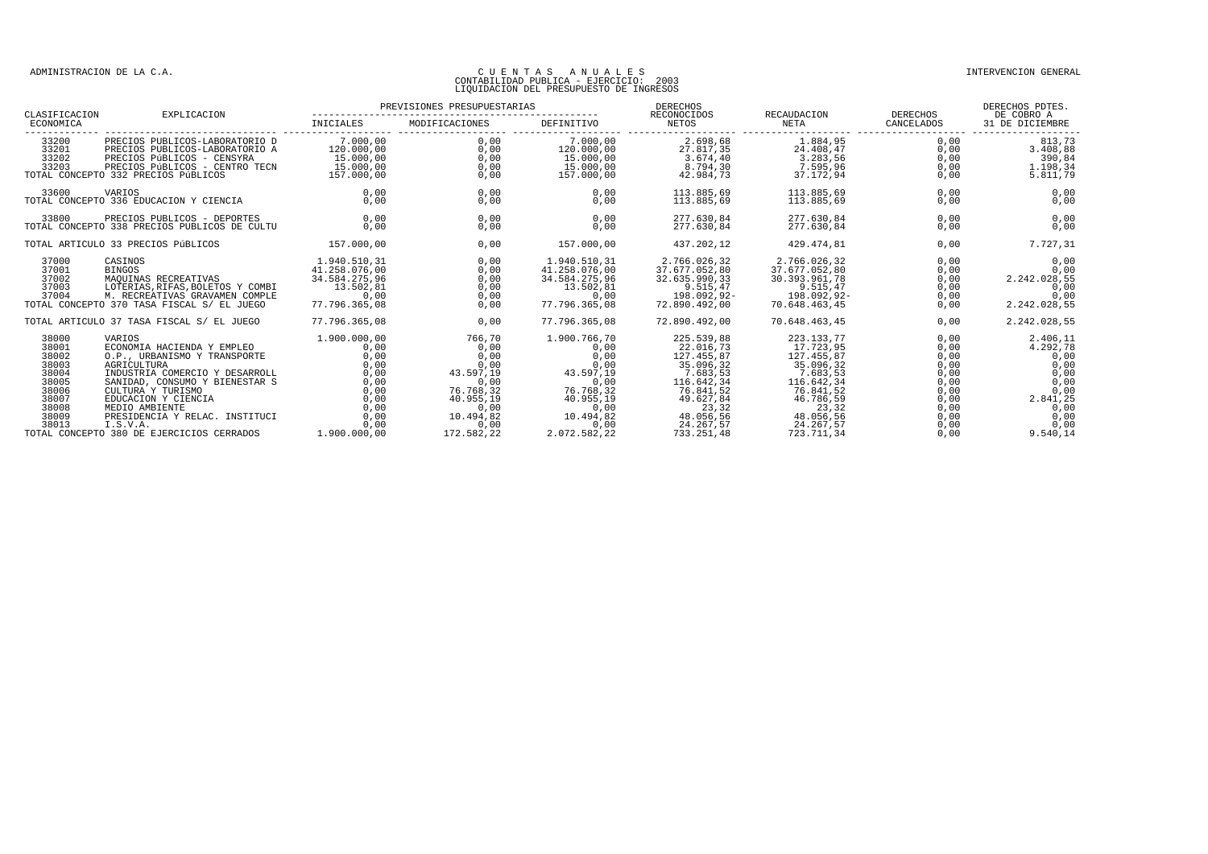ADMINISTRACION DE LA C.A.

INTERVENCION GENERAL

# CUENTAS ANUALES
## CONTABILIDAD PUBLICA - EJERCICIO: 2003
## LIQUIDACION DEL PRESUPUESTO DE INGRESOS

| CLASIFICACION ECONOMICA | EXPLICACION | PREVISIONES PRESUPUESTARIAS INICIALES | MODIFICACIONES | DEFINITIVO | DERECHOS RECONOCIDOS NETOS | RECAUDACION NETA | DERECHOS CANCELADOS | DERECHOS PDTES. DE COBRO A 31 DE DICIEMBRE |
|---|---|---|---|---|---|---|---|---|
| 33200 | PRECIOS PUBLICOS-LABORATORIO D | 7.000,00 | 0,00 | 7.000,00 | 2.698,68 | 1.884,95 | 0,00 | 813,73 |
| 33201 | PRECIOS PUBLICOS-LABORATORIO A | 120.000,00 | 0,00 | 120.000,00 | 27.817,35 | 24.408,47 | 0,00 | 3.408,88 |
| 33202 | PRECIOS PúBLICOS - CENSYRA | 15.000,00 | 0,00 | 15.000,00 | 3.674,40 | 3.283,56 | 0,00 | 390,84 |
| 33203 | PRECIOS PúBLICOS - CENTRO TECN | 15.000,00 | 0,00 | 15.000,00 | 8.794,30 | 7.595,96 | 0,00 | 1.198,34 |
| | TOTAL CONCEPTO 332 PRECIOS PúBLICOS | 157.000,00 | 0,00 | 157.000,00 | 42.984,73 | 37.172,94 | 0,00 | 5.811,79 |
| 33600 | VARIOS | 0,00 | 0,00 | 0,00 | 113.885,69 | 113.885,69 | 0,00 | 0,00 |
| | TOTAL CONCEPTO 336 EDUCACION Y CIENCIA | 0,00 | 0,00 | 0,00 | 113.885,69 | 113.885,69 | 0,00 | 0,00 |
| 33800 | PRECIOS PUBLICOS - DEPORTES | 0,00 | 0,00 | 0,00 | 277.630,84 | 277.630,84 | 0,00 | 0,00 |
| | TOTAL CONCEPTO 338 PRECIOS PUBLICOS DE CULTU | 0,00 | 0,00 | 0,00 | 277.630,84 | 277.630,84 | 0,00 | 0,00 |
| | TOTAL ARTICULO 33 PRECIOS PúBLICOS | 157.000,00 | 0,00 | 157.000,00 | 437.202,12 | 429.474,81 | 0,00 | 7.727,31 |
| 37000 | CASINOS | 1.940.510,31 | 0,00 | 1.940.510,31 | 2.766.026,32 | 2.766.026,32 | 0,00 | 0,00 |
| 37001 | BINGOS | 41.258.076,00 | 0,00 | 41.258.076,00 | 37.677.052,80 | 37.677.052,80 | 0,00 | 0,00 |
| 37002 | MAQUINAS RECREATIVAS | 34.584.275,96 | 0,00 | 34.584.275,96 | 32.635.990,33 | 30.393.961,78 | 0,00 | 2.242.028,55 |
| 37003 | LOTERIAS,RIFAS,BOLETOS Y COMBI | 13.502,81 | 0,00 | 13.502,81 | 9.515,47 | 9.515,47 | 0,00 | 0,00 |
| 37004 | M. RECREATIVAS GRAVAMEN COMPLE | 0,00 | 0,00 | 0,00 | 198.092,92- | 198.092,92- | 0,00 | 0,00 |
| | TOTAL CONCEPTO 370 TASA FISCAL S/ EL JUEGO | 77.796.365,08 | 0,00 | 77.796.365,08 | 72.890.492,00 | 70.648.463,45 | 0,00 | 2.242.028,55 |
| | TOTAL ARTICULO 37 TASA FISCAL S/ EL JUEGO | 77.796.365,08 | 0,00 | 77.796.365,08 | 72.890.492,00 | 70.648.463,45 | 0,00 | 2.242.028,55 |
| 38000 | VARIOS | 1.900.000,00 | 766,70 | 1.900.766,70 | 225.539,88 | 223.133,77 | 0,00 | 2.406,11 |
| 38001 | ECONOMIA HACIENDA Y EMPLEO | 0,00 | 0,00 | 0,00 | 22.016,73 | 17.723,95 | 0,00 | 4.292,78 |
| 38002 | O.P., URBANISMO Y TRANSPORTE | 0,00 | 0,00 | 0,00 | 127.455,87 | 127.455,87 | 0,00 | 0,00 |
| 38003 | AGRICULTURA | 0,00 | 0,00 | 0,00 | 35.096,32 | 35.096,32 | 0,00 | 0,00 |
| 38004 | INDUSTRIA COMERCIO Y DESARROLL | 0,00 | 43.597,19 | 43.597,19 | 7.683,53 | 7.683,53 | 0,00 | 0,00 |
| 38005 | SANIDAD, CONSUMO Y BIENESTAR S | 0,00 | 0,00 | 0,00 | 116.642,34 | 116.642,34 | 0,00 | 0,00 |
| 38006 | CULTURA Y TURISMO | 0,00 | 76.768,32 | 76.768,32 | 76.841,52 | 76.841,52 | 0,00 | 0,00 |
| 38007 | EDUCACION Y CIENCIA | 0,00 | 40.955,19 | 40.955,19 | 49.627,84 | 46.786,59 | 0,00 | 2.841,25 |
| 38008 | MEDIO AMBIENTE | 0,00 | 0,00 | 0,00 | 23,32 | 23,32 | 0,00 | 0,00 |
| 38009 | PRESIDENCIA Y RELAC. INSTITUCI | 0,00 | 10.494,82 | 10.494,82 | 48.056,56 | 48.056,56 | 0,00 | 0,00 |
| 38013 | I.S.V.A. | 0,00 | 0,00 | 0,00 | 24.267,57 | 24.267,57 | 0,00 | 0,00 |
| | TOTAL CONCEPTO 380 DE EJERCICIOS CERRADOS | 1.900.000,00 | 172.582,22 | 2.072.582,22 | 733.251,48 | 723.711,34 | 0,00 | 9.540,14 |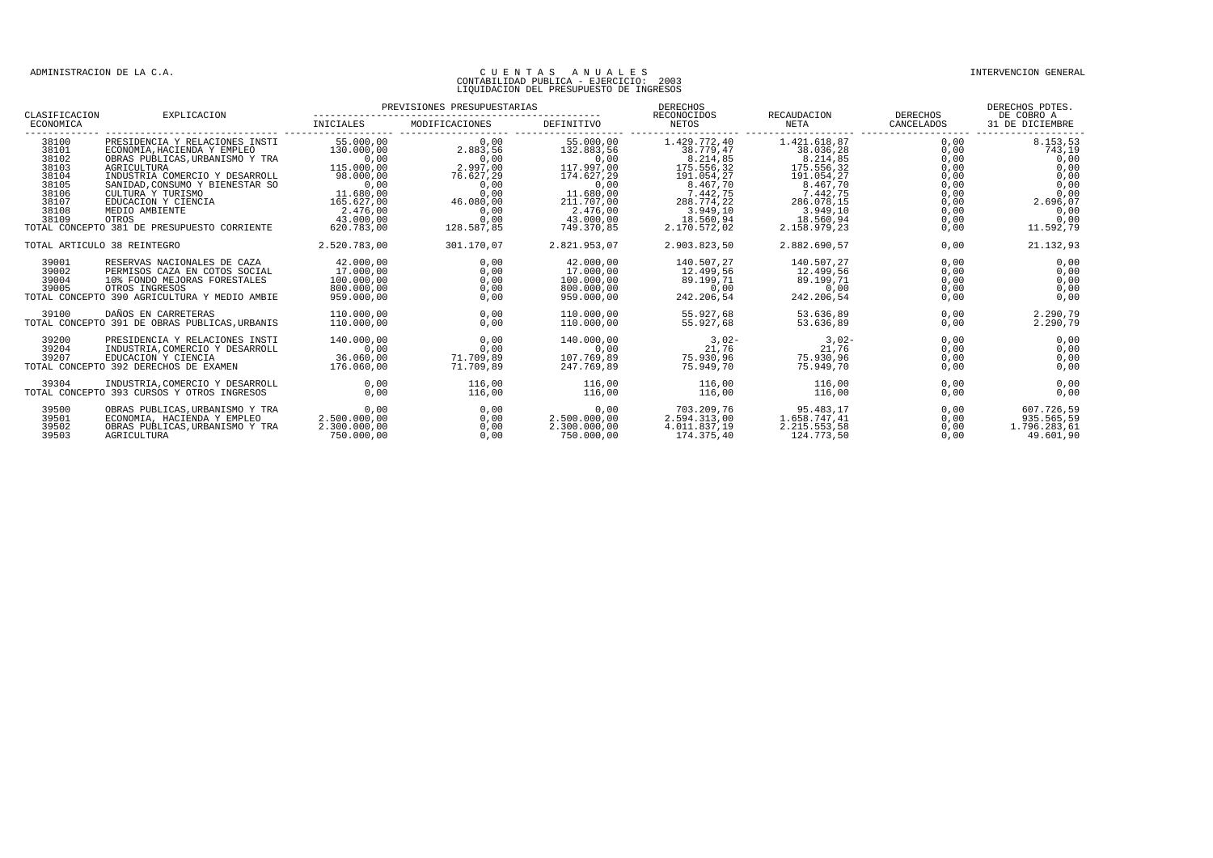| CLASIFICACION ECONOMICA | EXPLICACION | PREVISIONES PRESUPUESTARIAS INICIALES | MODIFICACIONES | DEFINITIVO | DERECHOS RECONOCIDOS NETOS | RECAUDACION NETA | DERECHOS CANCELADOS | DERECHOS PDTES. DE COBRO A 31 DE DICIEMBRE |
|---|---|---|---|---|---|---|---|---|
| 38100 | PRESIDENCIA Y RELACIONES INSTI | 55.000,00 | 0,00 | 55.000,00 | 1.429.772,40 | 1.421.618,87 | 0,00 | 8.153,53 |
| 38101 | ECONOMIA,HACIENDA Y EMPLEO | 130.000,00 | 2.883,56 | 132.883,56 | 38.779,47 | 38.036,28 | 0,00 | 743,19 |
| 38102 | OBRAS PUBLICAS,URBANISMO Y TRA | 0,00 | 0,00 | 0,00 | 8.214,85 | 8.214,85 | 0,00 | 0,00 |
| 38103 | AGRICULTURA | 115.000,00 | 2.997,00 | 117.997,00 | 175.556,32 | 175.556,32 | 0,00 | 0,00 |
| 38104 | INDUSTRIA COMERCIO Y DESARROLL | 98.000,00 | 76.627,29 | 174.627,29 | 191.054,27 | 191.054,27 | 0,00 | 0,00 |
| 38105 | SANIDAD,CONSUMO Y BIENESTAR SO | 0,00 | 0,00 | 0,00 | 8.467,70 | 8.467,70 | 0,00 | 0,00 |
| 38106 | CULTURA Y TURISMO | 11.680,00 | 0,00 | 11.680,00 | 7.442,75 | 7.442,75 | 0,00 | 0,00 |
| 38107 | EDUCACION Y CIENCIA | 165.627,00 | 46.080,00 | 211.707,00 | 288.774,22 | 286.078,15 | 0,00 | 2.696,07 |
| 38108 | MEDIO AMBIENTE | 2.476,00 | 0,00 | 2.476,00 | 3.949,10 | 3.949,10 | 0,00 | 0,00 |
| 38109 | OTROS | 43.000,00 | 0,00 | 43.000,00 | 18.560,94 | 18.560,94 | 0,00 | 0,00 |
| TOTAL CONCEPTO 381 DE PRESUPUESTO CORRIENTE | | 620.783,00 | 128.587,85 | 749.370,85 | 2.170.572,02 | 2.158.979,23 | 0,00 | 11.592,79 |
| TOTAL ARTICULO 38 REINTEGRO | | 2.520.783,00 | 301.170,07 | 2.821.953,07 | 2.903.823,50 | 2.882.690,57 | 0,00 | 21.132,93 |
| 39001 | RESERVAS NACIONALES DE CAZA | 42.000,00 | 0,00 | 42.000,00 | 140.507,27 | 140.507,27 | 0,00 | 0,00 |
| 39002 | PERMISOS CAZA EN COTOS SOCIAL | 17.000,00 | 0,00 | 17.000,00 | 12.499,56 | 12.499,56 | 0,00 | 0,00 |
| 39004 | 10% FONDO MEJORAS FORESTALES | 100.000,00 | 0,00 | 100.000,00 | 89.199,71 | 89.199,71 | 0,00 | 0,00 |
| 39005 | OTROS INGRESOS | 800.000,00 | 0,00 | 800.000,00 | 0,00 | 0,00 | 0,00 | 0,00 |
| TOTAL CONCEPTO 390 AGRICULTURA Y MEDIO AMBIE | | 959.000,00 | 0,00 | 959.000,00 | 242.206,54 | 242.206,54 | 0,00 | 0,00 |
| 39100 | DAÑOS EN CARRETERAS | 110.000,00 | 0,00 | 110.000,00 | 55.927,68 | 53.636,89 | 0,00 | 2.290,79 |
| TOTAL CONCEPTO 391 DE OBRAS PUBLICAS,URBANIS | | 110.000,00 | 0,00 | 110.000,00 | 55.927,68 | 53.636,89 | 0,00 | 2.290,79 |
| 39200 | PRESIDENCIA Y RELACIONES INSTI | 140.000,00 | 0,00 | 140.000,00 | 3,02- | 3,02- | 0,00 | 0,00 |
| 39204 | INDUSTRIA,COMERCIO Y DESARROLL | 0,00 | 0,00 | 0,00 | 21,76 | 21,76 | 0,00 | 0,00 |
| 39207 | EDUCACION Y CIENCIA | 36.060,00 | 71.709,89 | 107.769,89 | 75.930,96 | 75.930,96 | 0,00 | 0,00 |
| TOTAL CONCEPTO 392 DERECHOS DE EXAMEN | | 176.060,00 | 71.709,89 | 247.769,89 | 75.949,70 | 75.949,70 | 0,00 | 0,00 |
| 39304 | INDUSTRIA,COMERCIO Y DESARROLL | 0,00 | 116,00 | 116,00 | 116,00 | 116,00 | 0,00 | 0,00 |
| TOTAL CONCEPTO 393 CURSOS Y OTROS INGRESOS | | 0,00 | 116,00 | 116,00 | 116,00 | 116,00 | 0,00 | 0,00 |
| 39500 | OBRAS PUBLICAS,URBANISMO Y TRA | 0,00 | 0,00 | 0,00 | 703.209,76 | 95.483,17 | 0,00 | 607.726,59 |
| 39501 | ECONOMIA, HACIENDA Y EMPLEO | 2.500.000,00 | 0,00 | 2.500.000,00 | 2.594.313,00 | 1.658.747,41 | 0,00 | 935.565,59 |
| 39502 | OBRAS PUBLICAS,URBANISMO Y TRA | 2.300.000,00 | 0,00 | 2.300.000,00 | 4.011.837,19 | 2.215.553,58 | 0,00 | 1.796.283,61 |
| 39503 | AGRICULTURA | 750.000,00 | 0,00 | 750.000,00 | 174.375,40 | 124.773,50 | 0,00 | 49.601,90 |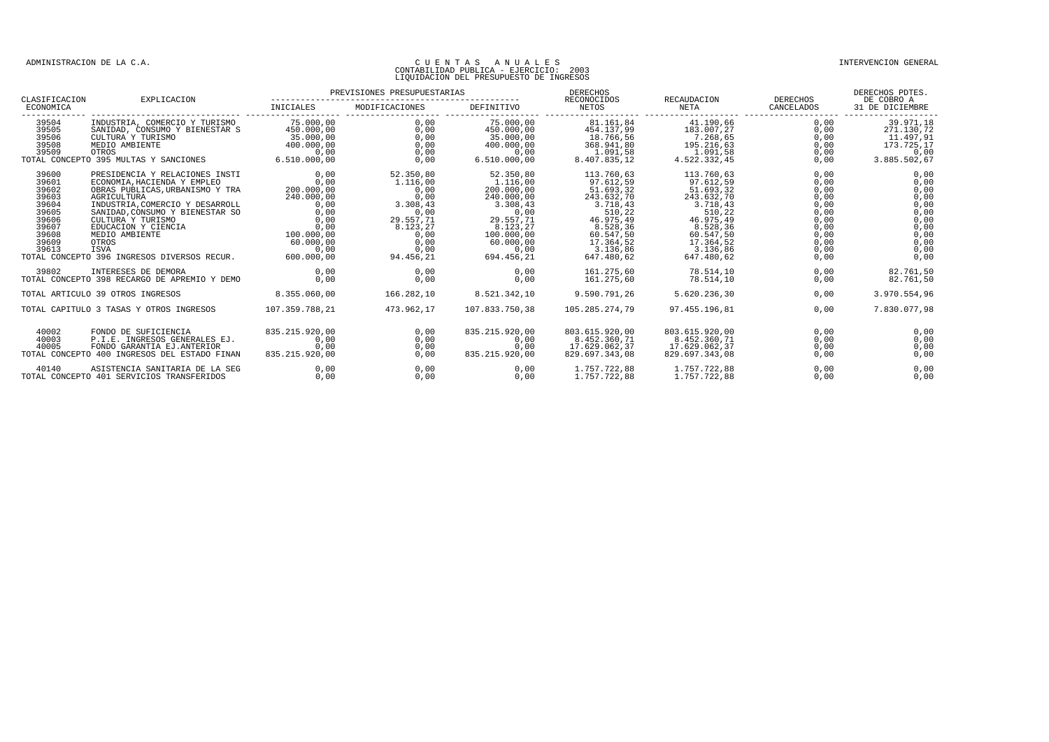ADMINISTRACION DE LA C.A.

# CUENTAS ANUALES
## CONTABILIDAD PUBLICA - EJERCICIO: 2003
## LIQUIDACION DEL PRESUPUESTO DE INGRESOS

INTERVENCION GENERAL

| CLASIFICACION ECONOMICA | EXPLICACION | PREVISIONES PRESUPUESTARIAS INICIALES | MODIFICACIONES | DEFINITIVO | DERECHOS RECONOCIDOS NETOS | RECAUDACION NETA | DERECHOS CANCELADOS | DERECHOS PDTES. DE COBRO A 31 DE DICIEMBRE |
|---|---|---|---|---|---|---|---|---|
| 39504 | INDUSTRIA, COMERCIO Y TURISMO | 75.000,00 | 0,00 | 75.000,00 | 81.161,84 | 41.190,66 | 0,00 | 39.971,18 |
| 39505 | SANIDAD, CONSUMO Y BIENESTAR S | 450.000,00 | 0,00 | 450.000,00 | 454.137,99 | 183.007,27 | 0,00 | 271.130,72 |
| 39506 | CULTURA Y TURISMO | 35.000,00 | 0,00 | 35.000,00 | 18.766,56 | 7.268,65 | 0,00 | 11.497,91 |
| 39508 | MEDIO AMBIENTE | 400.000,00 | 0,00 | 400.000,00 | 368.941,80 | 195.216,63 | 0,00 | 173.725,17 |
| 39509 | OTROS | 0,00 | 0,00 | 0,00 | 1.091,58 | 1.091,58 | 0,00 | 0,00 |
| TOTAL CONCEPTO 395 MULTAS Y SANCIONES | | 6.510.000,00 | 0,00 | 6.510.000,00 | 8.407.835,12 | 4.522.332,45 | 0,00 | 3.885.502,67 |
| 39600 | PRESIDENCIA Y RELACIONES INSTI | 0,00 | 52.350,80 | 52.350,80 | 113.760,63 | 113.760,63 | 0,00 | 0,00 |
| 39601 | ECONOMIA,HACIENDA Y EMPLEO | 0,00 | 1.116,00 | 1.116,00 | 97.612,59 | 97.612,59 | 0,00 | 0,00 |
| 39602 | OBRAS PUBLICAS,URBANISMO Y TRA | 200.000,00 | 0,00 | 200.000,00 | 51.693,32 | 51.693,32 | 0,00 | 0,00 |
| 39603 | AGRICULTURA | 240.000,00 | 0,00 | 240.000,00 | 243.632,70 | 243.632,70 | 0,00 | 0,00 |
| 39604 | INDUSTRIA,COMERCIO Y DESARROLL | 0,00 | 3.308,43 | 3.308,43 | 3.718,43 | 3.718,43 | 0,00 | 0,00 |
| 39605 | SANIDAD,CONSUMO Y BIENESTAR SO | 0,00 | 0,00 | 0,00 | 510,22 | 510,22 | 0,00 | 0,00 |
| 39606 | CULTURA Y TURISMO | 0,00 | 29.557,71 | 29.557,71 | 46.975,49 | 46.975,49 | 0,00 | 0,00 |
| 39607 | EDUCACION Y CIENCIA | 0,00 | 8.123,27 | 8.123,27 | 8.528,36 | 8.528,36 | 0,00 | 0,00 |
| 39608 | MEDIO AMBIENTE | 100.000,00 | 0,00 | 100.000,00 | 60.547,50 | 60.547,50 | 0,00 | 0,00 |
| 39609 | OTROS | 60.000,00 | 0,00 | 60.000,00 | 17.364,52 | 17.364,52 | 0,00 | 0,00 |
| 39613 | ISVA | 0,00 | 0,00 | 0,00 | 3.136,86 | 3.136,86 | 0,00 | 0,00 |
| TOTAL CONCEPTO 396 INGRESOS DIVERSOS RECUR. | | 600.000,00 | 94.456,21 | 694.456,21 | 647.480,62 | 647.480,62 | 0,00 | 0,00 |
| 39802 | INTERESES DE DEMORA | 0,00 | 0,00 | 0,00 | 161.275,60 | 78.514,10 | 0,00 | 82.761,50 |
| TOTAL CONCEPTO 398 RECARGO DE APREMIO Y DEMO | | 0,00 | 0,00 | 0,00 | 161.275,60 | 78.514,10 | 0,00 | 82.761,50 |
| TOTAL ARTICULO 39 OTROS INGRESOS | | 8.355.060,00 | 166.282,10 | 8.521.342,10 | 9.590.791,26 | 5.620.236,30 | 0,00 | 3.970.554,96 |
| TOTAL CAPITULO 3 TASAS Y OTROS INGRESOS | | 107.359.788,21 | 473.962,17 | 107.833.750,38 | 105.285.274,79 | 97.455.196,81 | 0,00 | 7.830.077,98 |
| 40002 | FONDO DE SUFICIENCIA | 835.215.920,00 | 0,00 | 835.215.920,00 | 803.615.920,00 | 803.615.920,00 | 0,00 | 0,00 |
| 40003 | P.I.E. INGRESOS GENERALES EJ. | 0,00 | 0,00 | 0,00 | 8.452.360,71 | 8.452.360,71 | 0,00 | 0,00 |
| 40005 | FONDO GARANTIA EJ.ANTERIOR | 0,00 | 0,00 | 0,00 | 17.629.062,37 | 17.629.062,37 | 0,00 | 0,00 |
| TOTAL CONCEPTO 400 INGRESOS DEL ESTADO FINAN | | 835.215.920,00 | 0,00 | 835.215.920,00 | 829.697.343,08 | 829.697.343,08 | 0,00 | 0,00 |
| 40140 | ASISTENCIA SANITARIA DE LA SEG | 0,00 | 0,00 | 0,00 | 1.757.722,88 | 1.757.722,88 | 0,00 | 0,00 |
| TOTAL CONCEPTO 401 SERVICIOS TRANSFERIDOS | | 0,00 | 0,00 | 0,00 | 1.757.722,88 | 1.757.722,88 | 0,00 | 0,00 |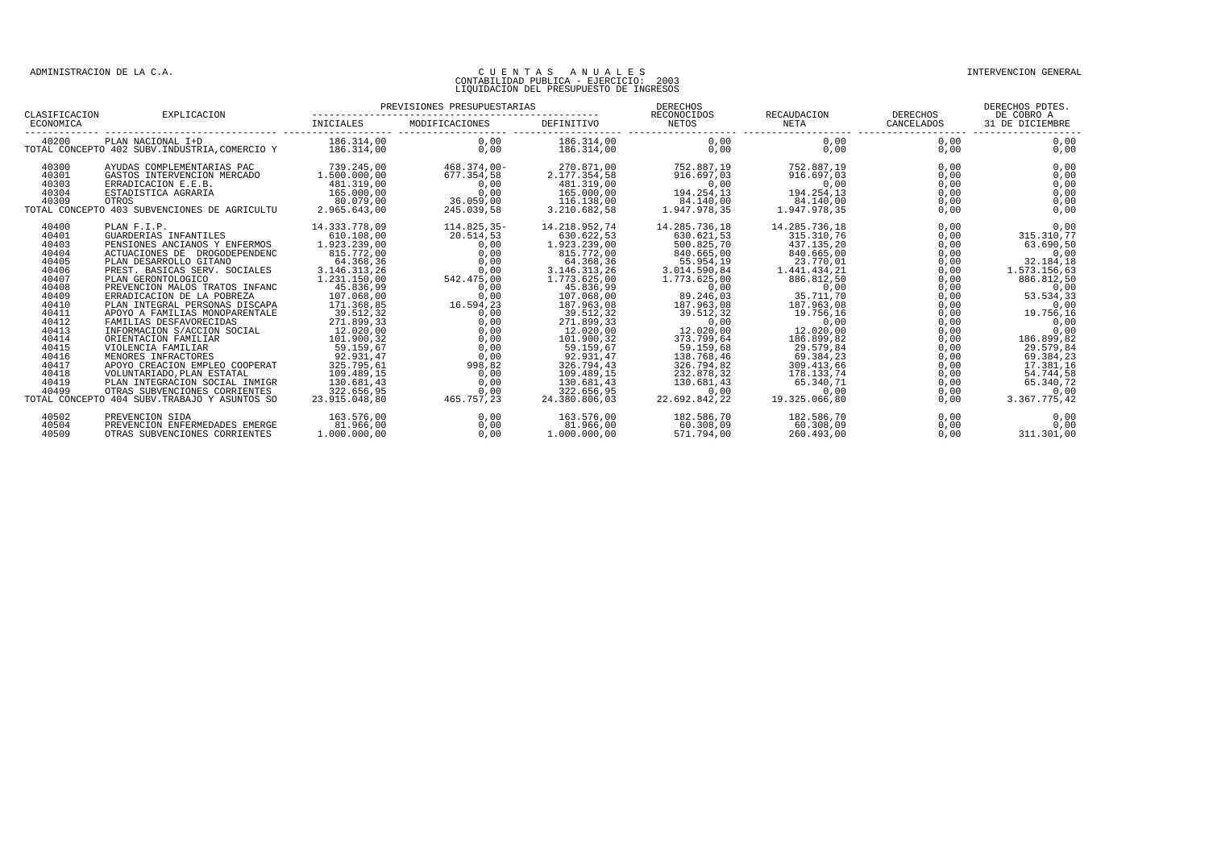ADMINISTRACION DE LA C.A.

# CUENTAS ANUALES
## CONTABILIDAD PUBLICA - EJERCICIO: 2003
## LIQUIDACION DEL PRESUPUESTO DE INGRESOS

INTERVENCION GENERAL

| CLASIFICACION ECONOMICA | EXPLICACION | PREVISIONES PRESUPUESTARIAS INICIALES | MODIFICACIONES | DEFINITIVO | DERECHOS RECONOCIDOS NETOS | RECAUDACION NETA | DERECHOS CANCELADOS | DERECHOS PDTES. DE COBRO A 31 DE DICIEMBRE |
|---|---|---|---|---|---|---|---|---|
| 40200 | PLAN NACIONAL I+D | 186.314,00 | 0,00 | 186.314,00 | 0,00 | 0,00 | 0,00 | 0,00 |
| TOTAL CONCEPTO 402 | SUBV.INDUSTRIA,COMERCIO Y | 186.314,00 | 0,00 | 186.314,00 | 0,00 | 0,00 | 0,00 | 0,00 |
| 40300 | AYUDAS COMPLEMENTARIAS PAC | 739.245,00 | 468.374,00- | 270.871,00 | 752.887,19 | 752.887,19 | 0,00 | 0,00 |
| 40301 | GASTOS INTERVENCION MERCADO | 1.500.000,00 | 677.354,58 | 2.177.354,58 | 916.697,03 | 916.697,03 | 0,00 | 0,00 |
| 40303 | ERRADICACION E.E.B. | 481.319,00 | 0,00 | 481.319,00 | 0,00 | 0,00 | 0,00 | 0,00 |
| 40304 | ESTADISTICA AGRARIA | 165.000,00 | 0,00 | 165.000,00 | 194.254,13 | 194.254,13 | 0,00 | 0,00 |
| 40309 | OTROS | 80.079,00 | 36.059,00 | 116.138,00 | 84.140,00 | 84.140,00 | 0,00 | 0,00 |
| TOTAL CONCEPTO 403 | SUBVENCIONES DE AGRICULTU | 2.965.643,00 | 245.039,58 | 3.210.682,58 | 1.947.978,35 | 1.947.978,35 | 0,00 | 0,00 |
| 40400 | PLAN F.I.P. | 14.333.778,09 | 114.825,35- | 14.218.952,74 | 14.285.736,18 | 14.285.736,18 | 0,00 | 0,00 |
| 40401 | GUARDERIAS INFANTILES | 610.108,00 | 20.514,53 | 630.622,53 | 630.621,53 | 315.310,76 | 0,00 | 315.310,77 |
| 40403 | PENSIONES ANCIANOS Y ENFERMOS | 1.923.239,00 | 0,00 | 1.923.239,00 | 500.825,70 | 437.135,20 | 0,00 | 63.690,50 |
| 40404 | ACTUACIONES DE DROGODEPENDENC | 815.772,00 | 0,00 | 815.772,00 | 840.665,00 | 840.665,00 | 0,00 | 0,00 |
| 40405 | PLAN DESARROLLO GITANO | 64.368,36 | 0,00 | 64.368,36 | 55.954,19 | 23.770,01 | 0,00 | 32.184,18 |
| 40406 | PREST. BASICAS SERV. SOCIALES | 3.146.313,26 | 0,00 | 3.146.313,26 | 3.014.590,84 | 1.441.434,21 | 0,00 | 1.573.156,63 |
| 40407 | PLAN GERONTOLOGICO | 1.231.150,00 | 542.475,00 | 1.773.625,00 | 1.773.625,00 | 886.812,50 | 0,00 | 886.812,50 |
| 40408 | PREVENCION MALOS TRATOS INFANC | 45.836,99 | 0,00 | 45.836,99 | 0,00 | 0,00 | 0,00 | 0,00 |
| 40409 | ERRADICACION DE LA POBREZA | 107.068,00 | 0,00 | 107.068,00 | 89.246,03 | 35.711,70 | 0,00 | 53.534,33 |
| 40410 | PLAN INTEGRAL PERSONAS DISCAPA | 171.368,85 | 16.594,23 | 187.963,08 | 187.963,08 | 187.963,08 | 0,00 | 0,00 |
| 40411 | APOYO A FAMILIAS MONOPARENTALE | 39.512,32 | 0,00 | 39.512,32 | 39.512,32 | 19.756,16 | 0,00 | 19.756,16 |
| 40412 | FAMILIAS DESFAVORECIDAS | 271.899,33 | 0,00 | 271.899,33 | 0,00 | 0,00 | 0,00 | 0,00 |
| 40413 | INFORMACION S/ACCION SOCIAL | 12.020,00 | 0,00 | 12.020,00 | 12.020,00 | 12.020,00 | 0,00 | 0,00 |
| 40414 | ORIENTACION FAMILIAR | 101.900,32 | 0,00 | 101.900,32 | 373.799,64 | 186.899,82 | 0,00 | 186.899,82 |
| 40415 | VIOLENCIA FAMILIAR | 59.159,67 | 0,00 | 59.159,67 | 59.159,68 | 29.579,84 | 0,00 | 29.579,84 |
| 40416 | MENORES INFRACTORES | 92.931,47 | 0,00 | 92.931,47 | 138.768,46 | 69.384,23 | 0,00 | 69.384,23 |
| 40417 | APOYO CREACION EMPLEO COOPERAT | 325.795,61 | 998,82 | 326.794,43 | 326.794,82 | 309.413,66 | 0,00 | 17.381,16 |
| 40418 | VOLUNTARIADO,PLAN ESTATAL | 109.489,15 | 0,00 | 109.489,15 | 232.878,32 | 178.133,74 | 0,00 | 54.744,58 |
| 40419 | PLAN INTEGRACION SOCIAL INMIGR | 130.681,43 | 0,00 | 130.681,43 | 130.681,43 | 65.340,71 | 0,00 | 65.340,72 |
| 40499 | OTRAS SUBVENCIONES CORRIENTES | 322.656,95 | 0,00 | 322.656,95 | 0,00 | 0,00 | 0,00 | 0,00 |
| TOTAL CONCEPTO 404 | SUBV.TRABAJO Y ASUNTOS SO | 23.915.048,80 | 465.757,23 | 24.380.806,03 | 22.692.842,22 | 19.325.066,80 | 0,00 | 3.367.775,42 |
| 40502 | PREVENCION SIDA | 163.576,00 | 0,00 | 163.576,00 | 182.586,70 | 182.586,70 | 0,00 | 0,00 |
| 40504 | PREVENCION ENFERMEDADES EMERGE | 81.966,00 | 0,00 | 81.966,00 | 60.308,09 | 60.308,09 | 0,00 | 0,00 |
| 40509 | OTRAS SUBVENCIONES CORRIENTES | 1.000.000,00 | 0,00 | 1.000.000,00 | 571.794,00 | 260.493,00 | 0,00 | 311.301,00 |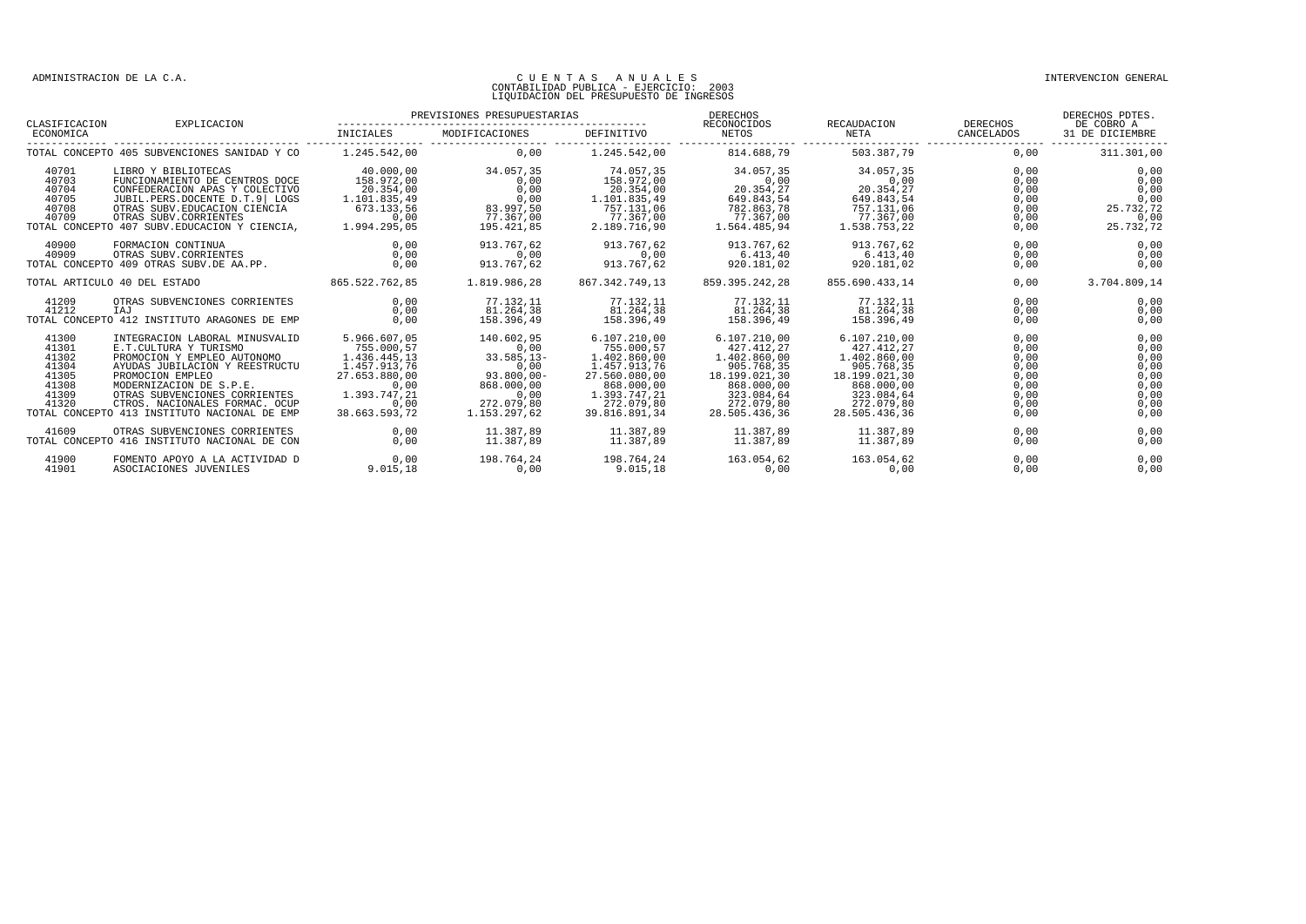| CLASIFICACION ECONOMICA | EXPLICACION | PREVISIONES PRESUPUESTARIAS INICIALES | MODIFICACIONES | DEFINITIVO | DERECHOS RECONOCIDOS NETOS | RECAUDACION NETA | DERECHOS CANCELADOS | DERECHOS PDTES. DE COBRO A 31 DE DICIEMBRE |
|---|---|---|---|---|---|---|---|---|
| TOTAL CONCEPTO 405 SUBVENCIONES SANIDAD Y CO | | 1.245.542,00 | 0,00 | 1.245.542,00 | 814.688,79 | 503.387,79 | 0,00 | 311.301,00 |
| 40701 | LIBRO Y BIBLIOTECAS | 40.000,00 | 34.057,35 | 74.057,35 | 34.057,35 | 34.057,35 | 0,00 | 0,00 |
| 40703 | FUNCIONAMIENTO DE CENTROS DOCE | 158.972,00 | 0,00 | 158.972,00 | 0,00 | 0,00 | 0,00 | 0,00 |
| 40704 | CONFEDERACION APAS Y COLECTIVO | 20.354,00 | 0,00 | 20.354,00 | 20.354,27 | 20.354,27 | 0,00 | 0,00 |
| 40705 | JUBIL.PERS.DOCENTE D.T.9\| LOGS | 1.101.835,49 | 0,00 | 1.101.835,49 | 649.843,54 | 649.843,54 | 0,00 | 0,00 |
| 40708 | OTRAS SUBV.EDUCACION CIENCIA | 673.133,56 | 83.997,50 | 757.131,06 | 782.863,78 | 757.131,06 | 0,00 | 25.732,72 |
| 40709 | OTRAS SUBV.CORRIENTES | 0,00 | 77.367,00 | 77.367,00 | 77.367,00 | 77.367,00 | 0,00 | 0,00 |
| TOTAL CONCEPTO 407 SUBV.EDUCACION Y CIENCIA, | | 1.994.295,05 | 195.421,85 | 2.189.716,90 | 1.564.485,94 | 1.538.753,22 | 0,00 | 25.732,72 |
| 40900 | FORMACION CONTINUA | 0,00 | 913.767,62 | 913.767,62 | 913.767,62 | 913.767,62 | 0,00 | 0,00 |
| 40909 | OTRAS SUBV.CORRIENTES | 0,00 | 0,00 | 0,00 | 6.413,40 | 6.413,40 | 0,00 | 0,00 |
| TOTAL CONCEPTO 409 OTRAS SUBV.DE AA.PP. | | 0,00 | 913.767,62 | 913.767,62 | 920.181,02 | 920.181,02 | 0,00 | 0,00 |
| TOTAL ARTICULO 40 DEL ESTADO | | 865.522.762,85 | 1.819.986,28 | 867.342.749,13 | 859.395.242,28 | 855.690.433,14 | 0,00 | 3.704.809,14 |
| 41209 | OTRAS SUBVENCIONES CORRIENTES | 0,00 | 77.132,11 | 77.132,11 | 77.132,11 | 77.132,11 | 0,00 | 0,00 |
| 41212 | IAJ | 0,00 | 81.264,38 | 81.264,38 | 81.264,38 | 81.264,38 | 0,00 | 0,00 |
| TOTAL CONCEPTO 412 INSTITUTO ARAGONES DE EMP | | 0,00 | 158.396,49 | 158.396,49 | 158.396,49 | 158.396,49 | 0,00 | 0,00 |
| 41300 | INTEGRACION LABORAL MINUSVALID | 5.966.607,05 | 140.602,95 | 6.107.210,00 | 6.107.210,00 | 6.107.210,00 | 0,00 | 0,00 |
| 41301 | E.T.CULTURA Y TURISMO | 755.000,57 | 0,00 | 755.000,57 | 427.412,27 | 427.412,27 | 0,00 | 0,00 |
| 41302 | PROMOCION Y EMPLEO AUTONOMO | 1.436.445,13 | 33.585,13- | 1.402.860,00 | 1.402.860,00 | 1.402.860,00 | 0,00 | 0,00 |
| 41304 | AYUDAS JUBILACION Y REESTRUCTU | 1.457.913,76 | 0,00 | 1.457.913,76 | 905.768,35 | 905.768,35 | 0,00 | 0,00 |
| 41305 | PROMOCION EMPLEO | 27.653.880,00 | 93.800,00- | 27.560.080,00 | 18.199.021,30 | 18.199.021,30 | 0,00 | 0,00 |
| 41308 | MODERNIZACION DE S.P.E. | 0,00 | 868.000,00 | 868.000,00 | 868.000,00 | 868.000,00 | 0,00 | 0,00 |
| 41309 | OTRAS SUBVENCIONES CORRIENTES | 1.393.747,21 | 0,00 | 1.393.747,21 | 323.084,64 | 323.084,64 | 0,00 | 0,00 |
| 41320 | CTROS. NACIONALES FORMAC. OCUP | 0,00 | 272.079,80 | 272.079,80 | 272.079,80 | 272.079,80 | 0,00 | 0,00 |
| TOTAL CONCEPTO 413 INSTITUTO NACIONAL DE EMP | | 38.663.593,72 | 1.153.297,62 | 39.816.891,34 | 28.505.436,36 | 28.505.436,36 | 0,00 | 0,00 |
| 41609 | OTRAS SUBVENCIONES CORRIENTES | 0,00 | 11.387,89 | 11.387,89 | 11.387,89 | 11.387,89 | 0,00 | 0,00 |
| TOTAL CONCEPTO 416 INSTITUTO NACIONAL DE CON | | 0,00 | 11.387,89 | 11.387,89 | 11.387,89 | 11.387,89 | 0,00 | 0,00 |
| 41900 | FOMENTO APOYO A LA ACTIVIDAD D | 0,00 | 198.764,24 | 198.764,24 | 163.054,62 | 163.054,62 | 0,00 | 0,00 |
| 41901 | ASOCIACIONES JUVENILES | 9.015,18 | 0,00 | 9.015,18 | 0,00 | 0,00 | 0,00 | 0,00 |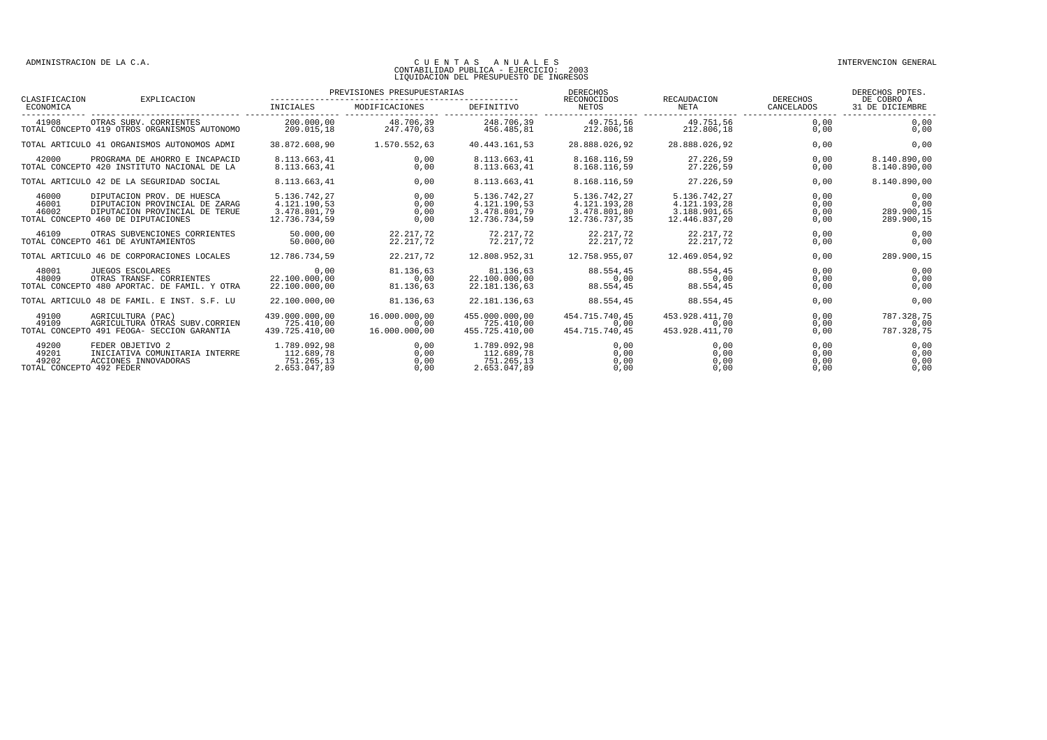ADMINISTRACION DE LA C.A.

INTERVENCION GENERAL

# C U E N T A S   A N U A L E S
## CONTABILIDAD PUBLICA - EJERCICIO: 2003
## LIQUIDACION DEL PRESUPUESTO DE INGRESOS

| CLASIFICACION ECONOMICA | EXPLICACION | PREVISIONES PRESUPUESTARIAS INICIALES | MODIFICACIONES | DEFINITIVO | DERECHOS RECONOCIDOS NETOS | RECAUDACION NETA | DERECHOS CANCELADOS | DERECHOS PDTES. DE COBRO A 31 DE DICIEMBRE |
|---|---|---|---|---|---|---|---|---|
| 41908 | OTRAS SUBV. CORRIENTES | 200.000,00 | 48.706,39 | 248.706,39 | 49.751,56 | 49.751,56 | 0,00 | 0,00 |
| TOTAL CONCEPTO 419 OTROS ORGANISMOS AUTONOMO | | 209.015,18 | 247.470,63 | 456.485,81 | 212.806,18 | 212.806,18 | 0,00 | 0,00 |
| TOTAL ARTICULO 41 ORGANISMOS AUTONOMOS ADMI | | 38.872.608,90 | 1.570.552,63 | 40.443.161,53 | 28.888.026,92 | 28.888.026,92 | 0,00 | 0,00 |
| 42000 | PROGRAMA DE AHORRO E INCAPACID | 8.113.663,41 | 0,00 | 8.113.663,41 | 8.168.116,59 | 27.226,59 | 0,00 | 8.140.890,00 |
| TOTAL CONCEPTO 420 INSTITUTO NACIONAL DE LA | | 8.113.663,41 | 0,00 | 8.113.663,41 | 8.168.116,59 | 27.226,59 | 0,00 | 8.140.890,00 |
| TOTAL ARTICULO 42 DE LA SEGURIDAD SOCIAL | | 8.113.663,41 | 0,00 | 8.113.663,41 | 8.168.116,59 | 27.226,59 | 0,00 | 8.140.890,00 |
| 46000 | DIPUTACION PROV. DE HUESCA | 5.136.742,27 | 0,00 | 5.136.742,27 | 5.136.742,27 | 5.136.742,27 | 0,00 | 0,00 |
| 46001 | DIPUTACION PROVINCIAL DE ZARAG | 4.121.190,53 | 0,00 | 4.121.190,53 | 4.121.193,28 | 4.121.193,28 | 0,00 | 0,00 |
| 46002 | DIPUTACION PROVINCIAL DE TERUE | 3.478.801,79 | 0,00 | 3.478.801,79 | 3.478.801,80 | 3.188.901,65 | 0,00 | 289.900,15 |
| TOTAL CONCEPTO 460 DE DIPUTACIONES | | 12.736.734,59 | 0,00 | 12.736.734,59 | 12.736.737,35 | 12.446.837,20 | 0,00 | 289.900,15 |
| 46109 | OTRAS SUBVENCIONES CORRIENTES | 50.000,00 | 22.217,72 | 72.217,72 | 22.217,72 | 22.217,72 | 0,00 | 0,00 |
| TOTAL CONCEPTO 461 DE AYUNTAMIENTOS | | 50.000,00 | 22.217,72 | 72.217,72 | 22.217,72 | 22.217,72 | 0,00 | 0,00 |
| TOTAL ARTICULO 46 DE CORPORACIONES LOCALES | | 12.786.734,59 | 22.217,72 | 12.808.952,31 | 12.758.955,07 | 12.469.054,92 | 0,00 | 289.900,15 |
| 48001 | JUEGOS ESCOLARES | 0,00 | 81.136,63 | 81.136,63 | 88.554,45 | 88.554,45 | 0,00 | 0,00 |
| 48009 | OTRAS TRANSF. CORRIENTES | 22.100.000,00 | 0,00 | 22.100.000,00 | 0,00 | 0,00 | 0,00 | 0,00 |
| TOTAL CONCEPTO 480 APORTAC. DE FAMIL. Y OTRA | | 22.100.000,00 | 81.136,63 | 22.181.136,63 | 88.554,45 | 88.554,45 | 0,00 | 0,00 |
| TOTAL ARTICULO 48 DE FAMIL. E INST. S.F. LU | | 22.100.000,00 | 81.136,63 | 22.181.136,63 | 88.554,45 | 88.554,45 | 0,00 | 0,00 |
| 49100 | AGRICULTURA (PAC) | 439.000.000,00 | 16.000.000,00 | 455.000.000,00 | 454.715.740,45 | 453.928.411,70 | 0,00 | 787.328,75 |
| 49109 | AGRICULTURA OTRAS SUBV.CORRIEN | 725.410,00 | 0,00 | 725.410,00 | 0,00 | 0,00 | 0,00 | 0,00 |
| TOTAL CONCEPTO 491 FEOGA- SECCION GARANTIA | | 439.725.410,00 | 16.000.000,00 | 455.725.410,00 | 454.715.740,45 | 453.928.411,70 | 0,00 | 787.328,75 |
| 49200 | FEDER OBJETIVO 2 | 1.789.092,98 | 0,00 | 1.789.092,98 | 0,00 | 0,00 | 0,00 | 0,00 |
| 49201 | INICIATIVA COMUNITARIA INTERRE | 112.689,78 | 0,00 | 112.689,78 | 0,00 | 0,00 | 0,00 | 0,00 |
| 49202 | ACCIONES INNOVADORAS | 751.265,13 | 0,00 | 751.265,13 | 0,00 | 0,00 | 0,00 | 0,00 |
| TOTAL CONCEPTO 492 FEDER | | 2.653.047,89 | 0,00 | 2.653.047,89 | 0,00 | 0,00 | 0,00 | 0,00 |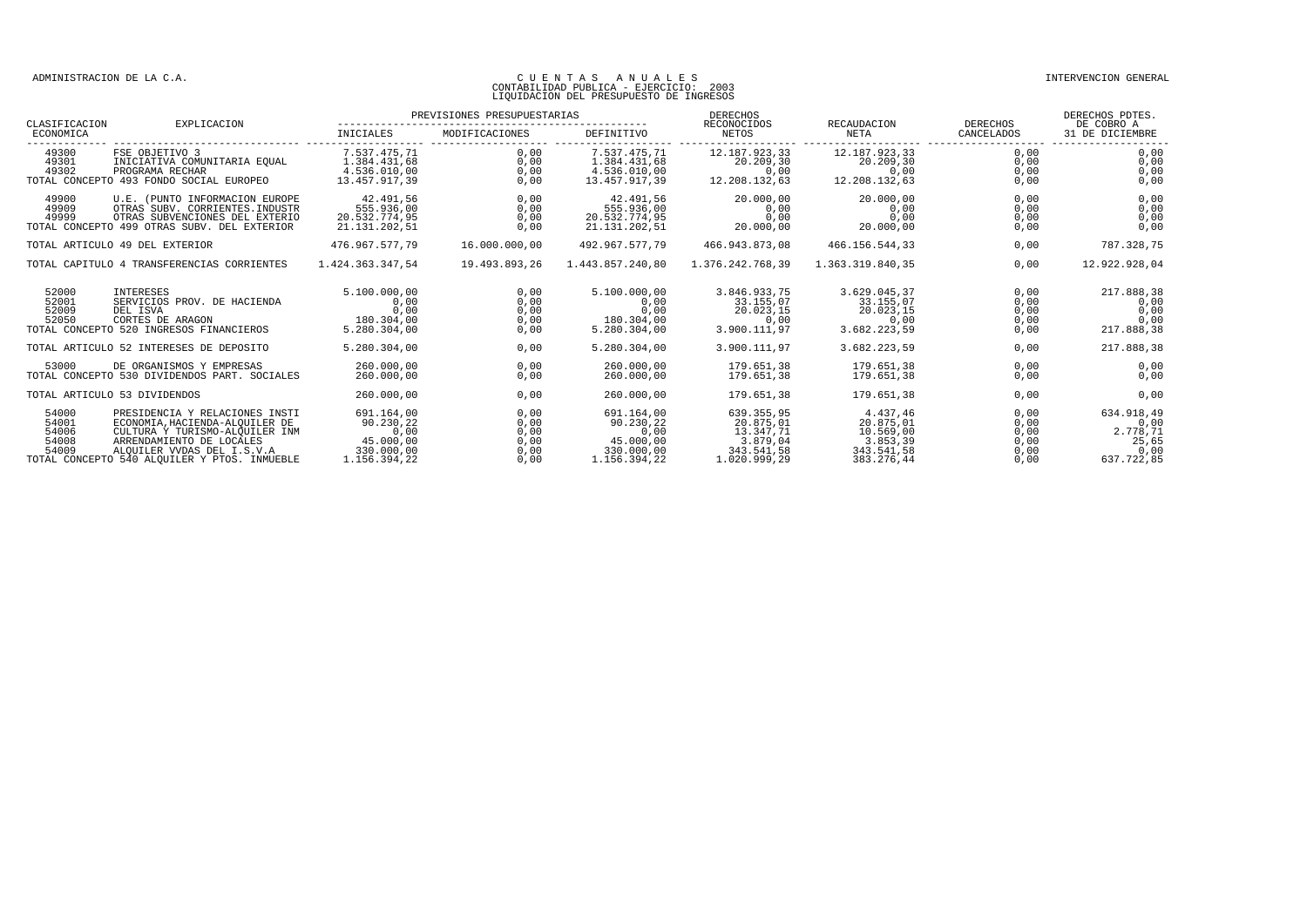# CUENTAS ANUALES

CONTABILIDAD PUBLICA - EJERCICIO: 2003

LIQUIDACION DEL PRESUPUESTO DE INGRESOS

| CLASIFICACION ECONOMICA | EXPLICACION | PREVISIONES PRESUPUESTARIAS INICIALES | MODIFICACIONES | DEFINITIVO | DERECHOS RECONOCIDOS NETOS | RECAUDACION NETA | DERECHOS CANCELADOS | DERECHOS PDTES. DE COBRO A 31 DE DICIEMBRE |
|---|---|---|---|---|---|---|---|---|
| 49300 | FSE OBJETIVO 3 | 7.537.475,71 | 0,00 | 7.537.475,71 | 12.187.923,33 | 12.187.923,33 | 0,00 | 0,00 |
| 49301 | INICIATIVA COMUNITARIA EQUAL | 1.384.431,68 | 0,00 | 1.384.431,68 | 20.209,30 | 20.209,30 | 0,00 | 0,00 |
| 49302 | PROGRAMA RECHAR | 4.536.010,00 | 0,00 | 4.536.010,00 | 0,00 | 0,00 | 0,00 | 0,00 |
| TOTAL CONCEPTO 493 FONDO SOCIAL EUROPEO | | 13.457.917,39 | 0,00 | 13.457.917,39 | 12.208.132,63 | 12.208.132,63 | 0,00 | 0,00 |
| 49900 | U.E. (PUNTO INFORMACION EUROPE | 42.491,56 | 0,00 | 42.491,56 | 20.000,00 | 20.000,00 | 0,00 | 0,00 |
| 49909 | OTRAS SUBV. CORRIENTES.INDUSTR | 555.936,00 | 0,00 | 555.936,00 | 0,00 | 0,00 | 0,00 | 0,00 |
| 49999 | OTRAS SUBVENCIONES DEL EXTERIO | 20.532.774,95 | 0,00 | 20.532.774,95 | 0,00 | 0,00 | 0,00 | 0,00 |
| TOTAL CONCEPTO 499 OTRAS SUBV. DEL EXTERIOR | | 21.131.202,51 | 0,00 | 21.131.202,51 | 20.000,00 | 20.000,00 | 0,00 | 0,00 |
| TOTAL ARTICULO 49 DEL EXTERIOR | | 476.967.577,79 | 16.000.000,00 | 492.967.577,79 | 466.943.873,08 | 466.156.544,33 | 0,00 | 787.328,75 |
| TOTAL CAPITULO 4 TRANSFERENCIAS CORRIENTES | | 1.424.363.347,54 | 19.493.893,26 | 1.443.857.240,80 | 1.376.242.768,39 | 1.363.319.840,35 | 0,00 | 12.922.928,04 |
| 52000 | INTERESES | 5.100.000,00 | 0,00 | 5.100.000,00 | 3.846.933,75 | 3.629.045,37 | 0,00 | 217.888,38 |
| 52001 | SERVICIOS PROV. DE HACIENDA | 0,00 | 0,00 | 0,00 | 33.155,07 | 33.155,07 | 0,00 | 0,00 |
| 52009 | DEL ISVA | 0,00 | 0,00 | 0,00 | 20.023,15 | 20.023,15 | 0,00 | 0,00 |
| 52050 | CORTES DE ARAGON | 180.304,00 | 0,00 | 180.304,00 | 0,00 | 0,00 | 0,00 | 0,00 |
| TOTAL CONCEPTO 520 INGRESOS FINANCIEROS | | 5.280.304,00 | 0,00 | 5.280.304,00 | 3.900.111,97 | 3.682.223,59 | 0,00 | 217.888,38 |
| TOTAL ARTICULO 52 INTERESES DE DEPOSITO | | 5.280.304,00 | 0,00 | 5.280.304,00 | 3.900.111,97 | 3.682.223,59 | 0,00 | 217.888,38 |
| 53000 | DE ORGANISMOS Y EMPRESAS | 260.000,00 | 0,00 | 260.000,00 | 179.651,38 | 179.651,38 | 0,00 | 0,00 |
| TOTAL CONCEPTO 530 DIVIDENDOS PART. SOCIALES | | 260.000,00 | 0,00 | 260.000,00 | 179.651,38 | 179.651,38 | 0,00 | 0,00 |
| TOTAL ARTICULO 53 DIVIDENDOS | | 260.000,00 | 0,00 | 260.000,00 | 179.651,38 | 179.651,38 | 0,00 | 0,00 |
| 54000 | PRESIDENCIA Y RELACIONES INSTI | 691.164,00 | 0,00 | 691.164,00 | 639.355,95 | 4.437,46 | 0,00 | 634.918,49 |
| 54001 | ECONOMIA,HACIENDA-ALQUILER DE | 90.230,22 | 0,00 | 90.230,22 | 20.875,01 | 20.875,01 | 0,00 | 0,00 |
| 54006 | CULTURA Y TURISMO-ALQUILER INM | 0,00 | 0,00 | 0,00 | 13.347,71 | 10.569,00 | 0,00 | 2.778,71 |
| 54008 | ARRENDAMIENTO DE LOCALES | 45.000,00 | 0,00 | 45.000,00 | 3.879,04 | 3.853,39 | 0,00 | 25,65 |
| 54009 | ALQUILER VVDAS DEL I.S.V.A | 330.000,00 | 0,00 | 330.000,00 | 343.541,58 | 343.541,58 | 0,00 | 0,00 |
| TOTAL CONCEPTO 540 ALQUILER Y PTOS. INMUEBLE | | 1.156.394,22 | 0,00 | 1.156.394,22 | 1.020.999,29 | 383.276,44 | 0,00 | 637.722,85 |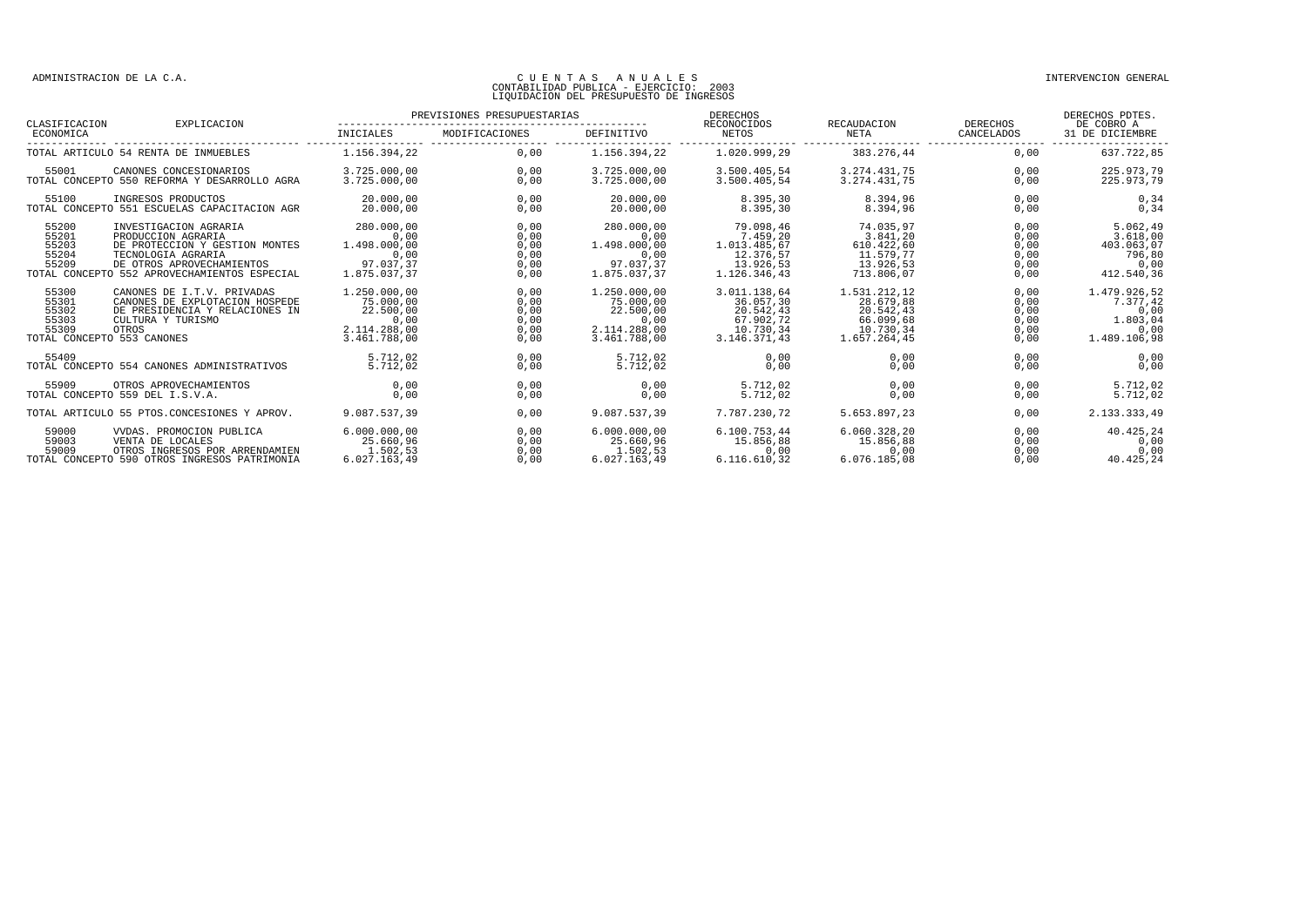ADMINISTRACION DE LA C.A.

CUENTAS ANUALES
CONTABILIDAD PUBLICA - EJERCICIO: 2003
LIQUIDACION DEL PRESUPUESTO DE INGRESOS

INTERVENCION GENERAL

| CLASIFICACION ECONOMICA | EXPLICACION | PREVISIONES PRESUPUESTARIAS INICIALES | MODIFICACIONES | DEFINITIVO | DERECHOS RECONOCIDOS NETOS | RECAUDACION NETA | DERECHOS CANCELADOS | DERECHOS PDTES. DE COBRO A 31 DE DICIEMBRE |
|---|---|---|---|---|---|---|---|---|
| TOTAL ARTICULO 54 RENTA DE INMUEBLES | | 1.156.394,22 | 0,00 | 1.156.394,22 | 1.020.999,29 | 383.276,44 | 0,00 | 637.722,85 |
| 55001 | CANONES CONCESIONARIOS | 3.725.000,00 | 0,00 | 3.725.000,00 | 3.500.405,54 | 3.274.431,75 | 0,00 | 225.973,79 |
| TOTAL CONCEPTO 550 REFORMA Y DESARROLLO AGRA | | 3.725.000,00 | 0,00 | 3.725.000,00 | 3.500.405,54 | 3.274.431,75 | 0,00 | 225.973,79 |
| 55100 | INGRESOS PRODUCTOS | 20.000,00 | 0,00 | 20.000,00 | 8.395,30 | 8.394,96 | 0,00 | 0,34 |
| TOTAL CONCEPTO 551 ESCUELAS CAPACITACION AGR | | 20.000,00 | 0,00 | 20.000,00 | 8.395,30 | 8.394,96 | 0,00 | 0,34 |
| 55200 | INVESTIGACION AGRARIA | 280.000,00 | 0,00 | 280.000,00 | 79.098,46 | 74.035,97 | 0,00 | 5.062,49 |
| 55201 | PRODUCCION AGRARIA | 0,00 | 0,00 | 0,00 | 7.459,20 | 3.841,20 | 0,00 | 3.618,00 |
| 55203 | DE PROTECCION Y GESTION MONTES | 1.498.000,00 | 0,00 | 1.498.000,00 | 1.013.485,67 | 610.422,60 | 0,00 | 403.063,07 |
| 55204 | TECNOLOGIA AGRARIA | 0,00 | 0,00 | 0,00 | 12.376,57 | 11.579,77 | 0,00 | 796,80 |
| 55209 | DE OTROS APROVECHAMIENTOS | 97.037,37 | 0,00 | 97.037,37 | 13.926,53 | 13.926,53 | 0,00 | 0,00 |
| TOTAL CONCEPTO 552 APROVECHAMIENTOS ESPECIAL | | 1.875.037,37 | 0,00 | 1.875.037,37 | 1.126.346,43 | 713.806,07 | 0,00 | 412.540,36 |
| 55300 | CANONES DE I.T.V. PRIVADAS | 1.250.000,00 | 0,00 | 1.250.000,00 | 3.011.138,64 | 1.531.212,12 | 0,00 | 1.479.926,52 |
| 55301 | CANONES DE EXPLOTACION HOSPEDE | 75.000,00 | 0,00 | 75.000,00 | 36.057,30 | 28.679,88 | 0,00 | 7.377,42 |
| 55302 | DE PRESIDENCIA Y RELACIONES IN | 22.500,00 | 0,00 | 22.500,00 | 20.542,43 | 20.542,43 | 0,00 | 0,00 |
| 55303 | CULTURA Y TURISMO | 0,00 | 0,00 | 0,00 | 67.902,72 | 66.099,68 | 0,00 | 1.803,04 |
| 55309 | OTROS | 2.114.288,00 | 0,00 | 2.114.288,00 | 10.730,34 | 10.730,34 | 0,00 | 0,00 |
| TOTAL CONCEPTO 553 CANONES | | 3.461.788,00 | 0,00 | 3.461.788,00 | 3.146.371,43 | 1.657.264,45 | 0,00 | 1.489.106,98 |
| 55409 | | 5.712,02 | 0,00 | 5.712,02 | 0,00 | 0,00 | 0,00 | 0,00 |
| TOTAL CONCEPTO 554 CANONES ADMINISTRATIVOS | | 5.712,02 | 0,00 | 5.712,02 | 0,00 | 0,00 | 0,00 | 0,00 |
| 55909 | OTROS APROVECHAMIENTOS | 0,00 | 0,00 | 0,00 | 5.712,02 | 0,00 | 0,00 | 5.712,02 |
| TOTAL CONCEPTO 559 DEL I.S.V.A. | | 0,00 | 0,00 | 0,00 | 5.712,02 | 0,00 | 0,00 | 5.712,02 |
| TOTAL ARTICULO 55 PTOS.CONCESIONES Y APROV. | | 9.087.537,39 | 0,00 | 9.087.537,39 | 7.787.230,72 | 5.653.897,23 | 0,00 | 2.133.333,49 |
| 59000 | VVDAS. PROMOCION PUBLICA | 6.000.000,00 | 0,00 | 6.000.000,00 | 6.100.753,44 | 6.060.328,20 | 0,00 | 40.425,24 |
| 59003 | VENTA DE LOCALES | 25.660,96 | 0,00 | 25.660,96 | 15.856,88 | 15.856,88 | 0,00 | 0,00 |
| 59009 | OTROS INGRESOS POR ARRENDAMIEN | 1.502,53 | 0,00 | 1.502,53 | 0,00 | 0,00 | 0,00 | 0,00 |
| TOTAL CONCEPTO 590 OTROS INGRESOS PATRIMONIA | | 6.027.163,49 | 0,00 | 6.027.163,49 | 6.116.610,32 | 6.076.185,08 | 0,00 | 40.425,24 |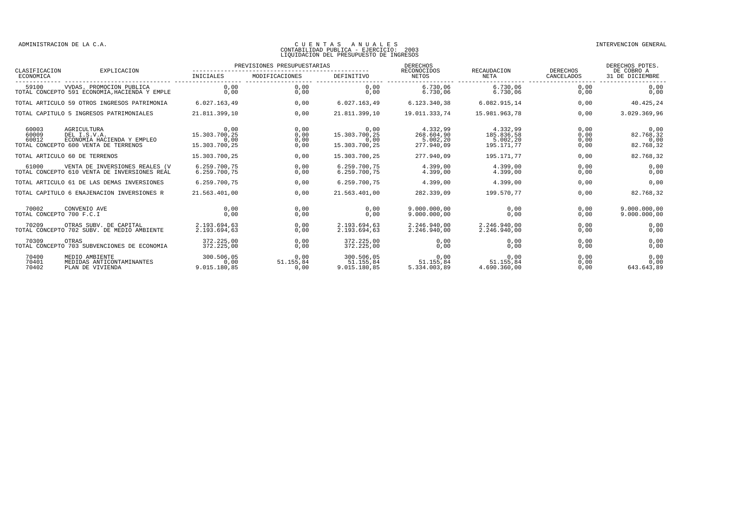| CLASIFICACION ECONOMICA | EXPLICACION | PREVISIONES PRESUPUESTARIAS INICIALES | MODIFICACIONES | DEFINITIVO | DERECHOS RECONOCIDOS NETOS | RECAUDACION NETA | DERECHOS CANCELADOS | DERECHOS PDTES. DE COBRO A 31 DE DICIEMBRE |
|---|---|---|---|---|---|---|---|---|
| 59100 | VVDAS. PROMOCION PUBLICA | 0,00 | 0,00 | 0,00 | 6.730,06 | 6.730,06 | 0,00 | 0,00 |
| TOTAL CONCEPTO 591 ECONOMIA,HACIENDA Y EMPLE | | 0,00 | 0,00 | 0,00 | 6.730,06 | 6.730,06 | 0,00 | 0,00 |
| TOTAL ARTICULO 59 OTROS INGRESOS PATRIMONIA | | 6.027.163,49 | 0,00 | 6.027.163,49 | 6.123.340,38 | 6.082.915,14 | 0,00 | 40.425,24 |
| TOTAL CAPITULO 5 INGRESOS PATRIMONIALES | | 21.811.399,10 | 0,00 | 21.811.399,10 | 19.011.333,74 | 15.981.963,78 | 0,00 | 3.029.369,96 |
| 60003 | AGRICULTURA | 0,00 | 0,00 | 0,00 | 4.332,99 | 4.332,99 | 0,00 | 0,00 |
| 60009 | DEL I.S.V.A. | 15.303.700,25 | 0,00 | 15.303.700,25 | 268.604,90 | 185.836,58 | 0,00 | 82.768,32 |
| 60012 | ECONOMIA HACIENDA Y EMPLEO | 0,00 | 0,00 | 0,00 | 5.002,20 | 5.002,20 | 0,00 | 0,00 |
| TOTAL CONCEPTO 600 VENTA DE TERRENOS | | 15.303.700,25 | 0,00 | 15.303.700,25 | 277.940,09 | 195.171,77 | 0,00 | 82.768,32 |
| TOTAL ARTICULO 60 DE TERRENOS | | 15.303.700,25 | 0,00 | 15.303.700,25 | 277.940,09 | 195.171,77 | 0,00 | 82.768,32 |
| 61000 | VENTA DE INVERSIONES REALES (V | 6.259.700,75 | 0,00 | 6.259.700,75 | 4.399,00 | 4.399,00 | 0,00 | 0,00 |
| TOTAL CONCEPTO 610 VENTA DE INVERSIONES REAL | | 6.259.700,75 | 0,00 | 6.259.700,75 | 4.399,00 | 4.399,00 | 0,00 | 0,00 |
| TOTAL ARTICULO 61 DE LAS DEMAS INVERSIONES | | 6.259.700,75 | 0,00 | 6.259.700,75 | 4.399,00 | 4.399,00 | 0,00 | 0,00 |
| TOTAL CAPITULO 6 ENAJENACION INVERSIONES R | | 21.563.401,00 | 0,00 | 21.563.401,00 | 282.339,09 | 199.570,77 | 0,00 | 82.768,32 |
| 70002 | CONVENIO AVE | 0,00 | 0,00 | 0,00 | 9.000.000,00 | 0,00 | 0,00 | 9.000.000,00 |
| TOTAL CONCEPTO 700 F.C.I | | 0,00 | 0,00 | 0,00 | 9.000.000,00 | 0,00 | 0,00 | 9.000.000,00 |
| 70209 | OTRAS SUBV. DE CAPITAL | 2.193.694,63 | 0,00 | 2.193.694,63 | 2.246.940,00 | 2.246.940,00 | 0,00 | 0,00 |
| TOTAL CONCEPTO 702 SUBV. DE MEDIO AMBIENTE | | 2.193.694,63 | 0,00 | 2.193.694,63 | 2.246.940,00 | 2.246.940,00 | 0,00 | 0,00 |
| 70309 | OTRAS | 372.225,00 | 0,00 | 372.225,00 | 0,00 | 0,00 | 0,00 | 0,00 |
| TOTAL CONCEPTO 703 SUBVENCIONES DE ECONOMIA | | 372.225,00 | 0,00 | 372.225,00 | 0,00 | 0,00 | 0,00 | 0,00 |
| 70400 | MEDIO AMBIENTE | 300.506,05 | 0,00 | 300.506,05 | 0,00 | 0,00 | 0,00 | 0,00 |
| 70401 | MEDIDAS ANTICONTAMINANTES | 0,00 | 51.155,84 | 51.155,84 | 51.155,84 | 51.155,84 | 0,00 | 0,00 |
| 70402 | PLAN DE VIVIENDA | 9.015.180,85 | 0,00 | 9.015.180,85 | 5.334.003,89 | 4.690.360,00 | 0,00 | 643.643,89 |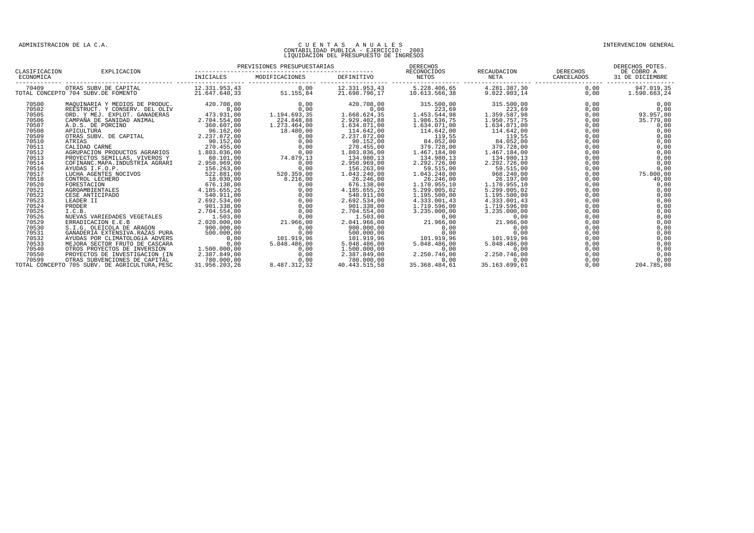ADMINISTRACION DE LA C.A.

CUENTAS ANUALES
CONTABILIDAD PUBLICA - EJERCICIO: 2003
LIQUIDACION DEL PRESUPUESTO DE INGRESOS

INTERVENCION GENERAL

| CLASIFICACION ECONOMICA | EXPLICACION | PREVISIONES PRESUPUESTARIAS INICIALES | MODIFICACIONES | DEFINITIVO | DERECHOS RECONOCIDOS NETOS | RECAUDACION NETA | DERECHOS CANCELADOS | DERECHOS PDTES. DE COBRO A 31 DE DICIEMBRE |
|---|---|---|---|---|---|---|---|---|
| 70409 | OTRAS SUBV.DE CAPITAL | 12.331.953,43 | 0,00 | 12.331.953,43 | 5.228.406,65 | 4.281.387,30 | 0,00 | 947.019,35 |
| TOTAL CONCEPTO 704 SUBV.DE FOMENTO | | 21.647.640,33 | 51.155,84 | 21.698.796,17 | 10.613.566,38 | 9.022.903,14 | 0,00 | 1.590.663,24 |
| 70500 | MAQUINARIA Y MEDIOS DE PRODUC. | 420.708,00 | 0,00 | 420.708,00 | 315.500,00 | 315.500,00 | 0,00 | 0,00 |
| 70502 | REESTRUCT. Y CONSERV. DEL OLIV | 0,00 | 0,00 | 0,00 | 223,69 | 223,69 | 0,00 | 0,00 |
| 70505 | ORD. Y MEJ. EXPLOT. GANADERAS | 473.931,00 | 1.194.693,35 | 1.668.624,35 | 1.453.544,98 | 1.359.587,98 | 0,00 | 93.957,00 |
| 70506 | CAMPAÑA DE SANIDAD ANIMAL | 2.704.554,00 | 224.848,88 | 2.929.402,88 | 1.986.536,75 | 1.950.757,75 | 0,00 | 35.779,00 |
| 70507 | A.D.S. DE PORCINO | 360.607,00 | 1.273.464,00 | 1.634.071,00 | 1.634.071,00 | 1.634.071,00 | 0,00 | 0,00 |
| 70508 | APICULTURA | 96.162,00 | 18.480,00 | 114.642,00 | 114.642,00 | 114.642,00 | 0,00 | 0,00 |
| 70509 | OTRAS SUBV. DE CAPITAL | 2.237.872,00 | 0,00 | 2.237.872,00 | 119,55 | 119,55 | 0,00 | 0,00 |
| 70510 | ATRIAS | 90.152,00 | 0,00 | 90.152,00 | 84.052,00 | 84.052,00 | 0,00 | 0,00 |
| 70511 | CALIDAD CARNE | 270.455,00 | 0,00 | 270.455,00 | 379.728,00 | 379.728,00 | 0,00 | 0,00 |
| 70512 | AGRUPACION PRODUCTOS AGRARIOS | 1.803.036,00 | 0,00 | 1.803.036,00 | 1.467.184,00 | 1.467.184,00 | 0,00 | 0,00 |
| 70513 | PROYECTOS SEMILLAS, VIVEROS Y | 60.101,00 | 74.879,13 | 134.980,13 | 134.980,13 | 134.980,13 | 0,00 | 0,00 |
| 70514 | COFINANC.MAPA.INDUSTRIA AGRARI | 2.950.969,00 | 0,00 | 2.950.969,00 | 2.292.726,00 | 2.292.726,00 | 0,00 | 0,00 |
| 70516 | AYUDAS I.F.O.P. | 156.263,00 | 0,00 | 156.263,00 | 59.515,00 | 59.515,00 | 0,00 | 0,00 |
| 70517 | LUCHA AGENTES NOCIVOS | 522.881,00 | 520.359,00 | 1.043.240,00 | 1.043.240,00 | 968.240,00 | 0,00 | 75.000,00 |
| 70518 | CONTROL LECHERO | 18.030,00 | 8.216,00 | 26.246,00 | 26.246,00 | 26.197,00 | 0,00 | 49,00 |
| 70520 | FORESTACION | 676.138,00 | 0,00 | 676.138,00 | 1.170.955,10 | 1.170.955,10 | 0,00 | 0,00 |
| 70521 | AGROAMBIENTALES | 4.185.655,26 | 0,00 | 4.185.655,26 | 5.299.005,02 | 5.299.005,02 | 0,00 | 0,00 |
| 70522 | CESE ANTICIPADO | 540.911,00 | 0,00 | 540.911,00 | 1.195.500,00 | 1.195.500,00 | 0,00 | 0,00 |
| 70523 | LEADER II | 2.692.534,00 | 0,00 | 2.692.534,00 | 4.333.001,43 | 4.333.001,43 | 0,00 | 0,00 |
| 70524 | PRODER | 901.338,00 | 0,00 | 901.338,00 | 1.719.596,00 | 1.719.596,00 | 0,00 | 0,00 |
| 70525 | I.C.B. | 2.704.554,00 | 0,00 | 2.704.554,00 | 3.235.000,00 | 3.235.000,00 | 0,00 | 0,00 |
| 70526 | NUEVAS VARIEDADES VEGETALES | 1.503,00 | 0,00 | 1.503,00 | 0,00 | 0,00 | 0,00 | 0,00 |
| 70529 | ERRADICACION E.E.B | 2.020.000,00 | 21.966,00 | 2.041.966,00 | 21.966,00 | 21.966,00 | 0,00 | 0,00 |
| 70530 | S.I.G. OLEICOLA DE ARAGON | 900.000,00 | 0,00 | 900.000,00 | 0,00 | 0,00 | 0,00 | 0,00 |
| 70531 | GANADERIA EXTENSIVA.RAZAS PURA | 500.000,00 | 0,00 | 500.000,00 | 0,00 | 0,00 | 0,00 | 0,00 |
| 70532 | AYUDAS POR CLIMATOLOGíA ADVERS | 0,00 | 101.919,96 | 101.919,96 | 101.919,96 | 101.919,96 | 0,00 | 0,00 |
| 70533 | MEJORA SECTOR FRUTO DE CASCARA | 0,00 | 5.048.486,00 | 5.048.486,00 | 5.048.486,00 | 5.048.486,00 | 0,00 | 0,00 |
| 70540 | OTROS PROYECTOS DE INVERSION | 1.500.000,00 | 0,00 | 1.500.000,00 | 0,00 | 0,00 | 0,00 | 0,00 |
| 70550 | PROYECTOS DE INVESTIGACION (IN | 2.387.849,00 | 0,00 | 2.387.849,00 | 2.250.746,00 | 2.250.746,00 | 0,00 | 0,00 |
| 70599 | OTRAS SUBVENCIONES DE CAPITAL | 780.000,00 | 0,00 | 780.000,00 | 0,00 | 0,00 | 0,00 | 0,00 |
| TOTAL CONCEPTO 705 SUBV. DE AGRICULTURA,PESC | | 31.956.203,26 | 8.487.312,32 | 40.443.515,58 | 35.368.484,61 | 35.163.699,61 | 0,00 | 204.785,00 |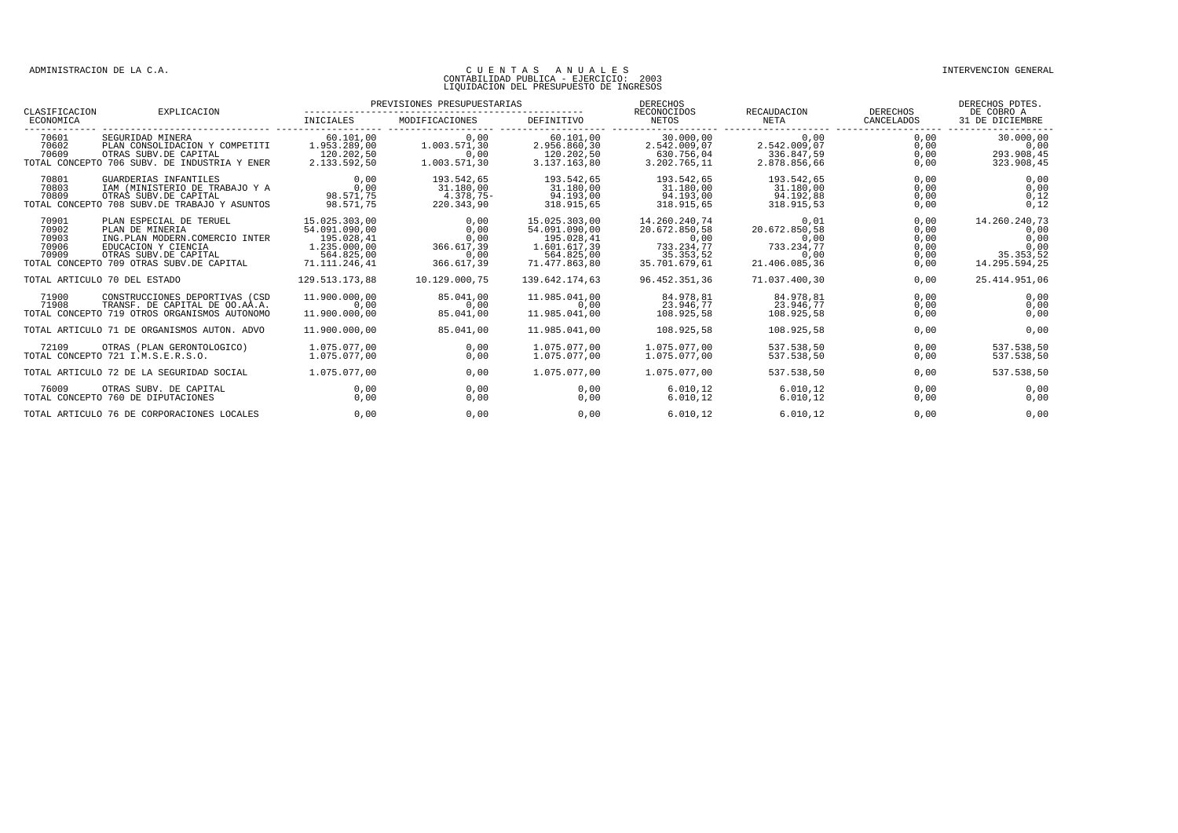ADMINISTRACION DE LA C.A.

# CUENTAS ANUALES
## CONTABILIDAD PUBLICA - EJERCICIO: 2003
## LIQUIDACION DEL PRESUPUESTO DE INGRESOS

INTERVENCION GENERAL

| CLASIFICACION ECONOMICA | EXPLICACION | PREVISIONES PRESUPUESTARIAS INICIALES | MODIFICACIONES | DEFINITIVO | DERECHOS RECONOCIDOS NETOS | RECAUDACION NETA | DERECHOS CANCELADOS | DERECHOS PDTES. DE COBRO A 31 DE DICIEMBRE |
|---|---|---|---|---|---|---|---|---|
| 70601 | SEGURIDAD MINERA | 60.101,00 | 0,00 | 60.101,00 | 30.000,00 | 0,00 | 0,00 | 30.000,00 |
| 70602 | PLAN CONSOLIDACION Y COMPETITI | 1.953.289,00 | 1.003.571,30 | 2.956.860,30 | 2.542.009,07 | 2.542.009,07 | 0,00 | 0,00 |
| 70609 | OTRAS SUBV.DE CAPITAL | 120.202,50 | 0,00 | 120.202,50 | 630.756,04 | 336.847,59 | 0,00 | 293.908,45 |
| TOTAL CONCEPTO 706 SUBV. DE INDUSTRIA Y ENER | | 2.133.592,50 | 1.003.571,30 | 3.137.163,80 | 3.202.765,11 | 2.878.856,66 | 0,00 | 323.908,45 |
| 70801 | GUARDERIAS INFANTILES | 0,00 | 193.542,65 | 193.542,65 | 193.542,65 | 193.542,65 | 0,00 | 0,00 |
| 70803 | IAM (MINISTERIO DE TRABAJO Y A | 0,00 | 31.180,00 | 31.180,00 | 31.180,00 | 31.180,00 | 0,00 | 0,00 |
| 70809 | OTRAS SUBV.DE CAPITAL | 98.571,75 | 4.378,75- | 94.193,00 | 94.193,00 | 94.192,88 | 0,00 | 0,12 |
| TOTAL CONCEPTO 708 SUBV.DE TRABAJO Y ASUNTOS | | 98.571,75 | 220.343,90 | 318.915,65 | 318.915,65 | 318.915,53 | 0,00 | 0,12 |
| 70901 | PLAN ESPECIAL DE TERUEL | 15.025.303,00 | 0,00 | 15.025.303,00 | 14.260.240,74 | 0,01 | 0,00 | 14.260.240,73 |
| 70902 | PLAN DE MINERIA | 54.091.090,00 | 0,00 | 54.091.090,00 | 20.672.850,58 | 20.672.850,58 | 0,00 | 0,00 |
| 70903 | ING.PLAN MODERN.COMERCIO INTER | 195.028,41 | 0,00 | 195.028,41 | 0,00 | 0,00 | 0,00 | 0,00 |
| 70906 | EDUCACION Y CIENCIA | 1.235.000,00 | 366.617,39 | 1.601.617,39 | 733.234,77 | 733.234,77 | 0,00 | 0,00 |
| 70909 | OTRAS SUBV.DE CAPITAL | 564.825,00 | 0,00 | 564.825,00 | 35.353,52 | 0,00 | 0,00 | 35.353,52 |
| TOTAL CONCEPTO 709 OTRAS SUBV.DE CAPITAL | | 71.111.246,41 | 366.617,39 | 71.477.863,80 | 35.701.679,61 | 21.406.085,36 | 0,00 | 14.295.594,25 |
| TOTAL ARTICULO 70 DEL ESTADO | | 129.513.173,88 | 10.129.000,75 | 139.642.174,63 | 96.452.351,36 | 71.037.400,30 | 0,00 | 25.414.951,06 |
| 71900 | CONSTRUCCIONES DEPORTIVAS (CSD | 11.900.000,00 | 85.041,00 | 11.985.041,00 | 84.978,81 | 84.978,81 | 0,00 | 0,00 |
| 71908 | TRANSF. DE CAPITAL DE OO.AA.A. | 0,00 | 0,00 | 0,00 | 23.946,77 | 23.946,77 | 0,00 | 0,00 |
| TOTAL CONCEPTO 719 OTROS ORGANISMOS AUTONOMO | | 11.900.000,00 | 85.041,00 | 11.985.041,00 | 108.925,58 | 108.925,58 | 0,00 | 0,00 |
| TOTAL ARTICULO 71 DE ORGANISMOS AUTON. ADVO | | 11.900.000,00 | 85.041,00 | 11.985.041,00 | 108.925,58 | 108.925,58 | 0,00 | 0,00 |
| 72109 | OTRAS (PLAN GERONTOLOGICO) | 1.075.077,00 | 0,00 | 1.075.077,00 | 1.075.077,00 | 537.538,50 | 0,00 | 537.538,50 |
| TOTAL CONCEPTO 721 I.M.S.E.R.S.O. | | 1.075.077,00 | 0,00 | 1.075.077,00 | 1.075.077,00 | 537.538,50 | 0,00 | 537.538,50 |
| TOTAL ARTICULO 72 DE LA SEGURIDAD SOCIAL | | 1.075.077,00 | 0,00 | 1.075.077,00 | 1.075.077,00 | 537.538,50 | 0,00 | 537.538,50 |
| 76009 | OTRAS SUBV. DE CAPITAL | 0,00 | 0,00 | 0,00 | 6.010,12 | 6.010,12 | 0,00 | 0,00 |
| TOTAL CONCEPTO 760 DE DIPUTACIONES | | 0,00 | 0,00 | 0,00 | 6.010,12 | 6.010,12 | 0,00 | 0,00 |
| TOTAL ARTICULO 76 DE CORPORACIONES LOCALES | | 0,00 | 0,00 | 0,00 | 6.010,12 | 6.010,12 | 0,00 | 0,00 |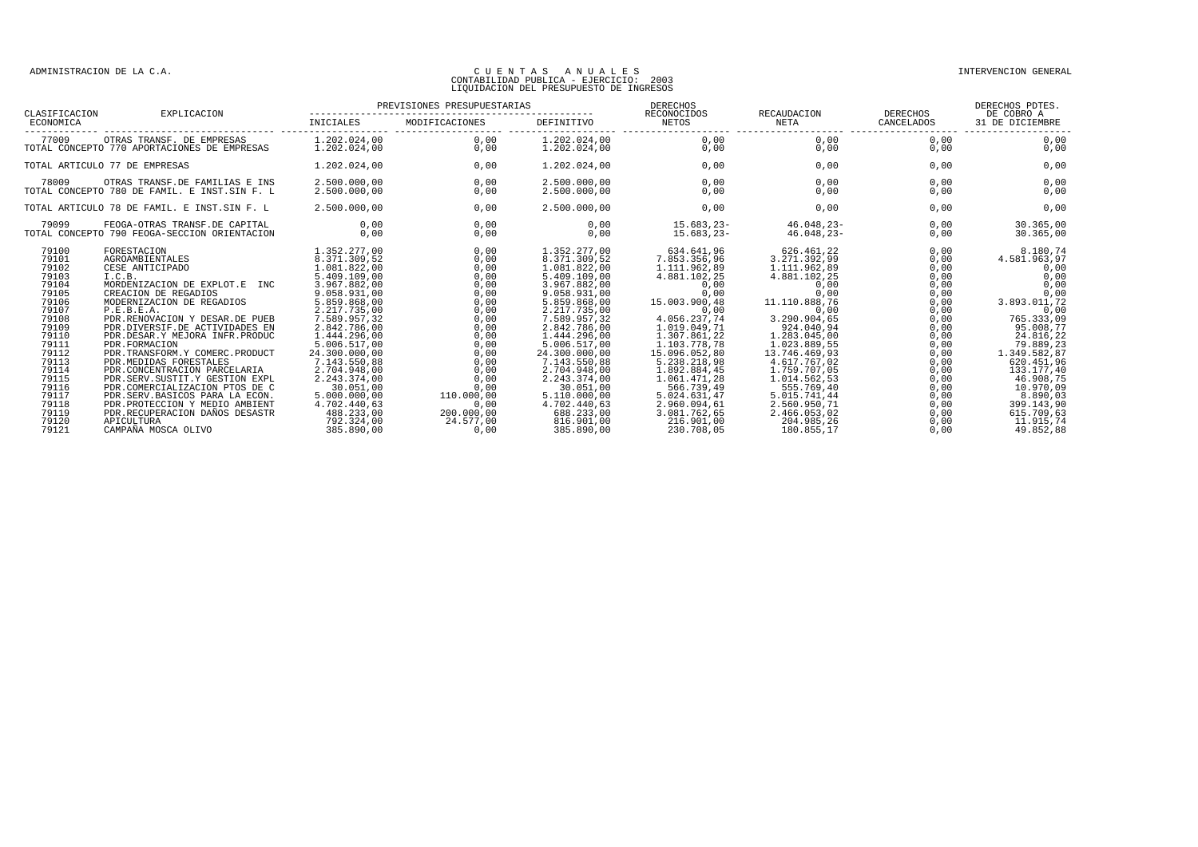ADMINISTRACION DE LA C.A.

CUENTAS ANUALES
CONTABILIDAD PUBLICA - EJERCICIO: 2003
LIQUIDACION DEL PRESUPUESTO DE INGRESOS

INTERVENCION GENERAL

| CLASIFICACION ECONOMICA | EXPLICACION | PREVISIONES PRESUPUESTARIAS INICIALES | MODIFICACIONES | DEFINITIVO | DERECHOS RECONOCIDOS NETOS | RECAUDACION NETA | DERECHOS CANCELADOS | DERECHOS PDTES. DE COBRO A 31 DE DICIEMBRE |
|---|---|---|---|---|---|---|---|---|
| 77009 | OTRAS TRANSF. DE EMPRESAS | 1.202.024,00 | 0,00 | 1.202.024,00 | 0,00 | 0,00 | 0,00 | 0,00 |
| TOTAL CONCEPTO 770 APORTACIONES DE EMPRESAS | | 1.202.024,00 | 0,00 | 1.202.024,00 | 0,00 | 0,00 | 0,00 | 0,00 |
| TOTAL ARTICULO 77 DE EMPRESAS | | 1.202.024,00 | 0,00 | 1.202.024,00 | 0,00 | 0,00 | 0,00 | 0,00 |
| 78009 | OTRAS TRANSF.DE FAMILIAS E INS | 2.500.000,00 | 0,00 | 2.500.000,00 | 0,00 | 0,00 | 0,00 | 0,00 |
| TOTAL CONCEPTO 780 DE FAMIL. E INST.SIN F. L | | 2.500.000,00 | 0,00 | 2.500.000,00 | 0,00 | 0,00 | 0,00 | 0,00 |
| TOTAL ARTICULO 78 DE FAMIL. E INST.SIN F. L | | 2.500.000,00 | 0,00 | 2.500.000,00 | 0,00 | 0,00 | 0,00 | 0,00 |
| 79099 | FEOGA-OTRAS TRANSF.DE CAPITAL | 0,00 | 0,00 | 0,00 | 15.683,23- | 46.048,23- | 0,00 | 30.365,00 |
| TOTAL CONCEPTO 790 FEOGA-SECCION ORIENTACION | | 0,00 | 0,00 | 0,00 | 15.683,23- | 46.048,23- | 0,00 | 30.365,00 |
| 79100 | FORESTACION | 1.352.277,00 | 0,00 | 1.352.277,00 | 634.641,96 | 626.461,22 | 0,00 | 8.180,74 |
| 79101 | AGROAMBIENTALES | 8.371.309,52 | 0,00 | 8.371.309,52 | 7.853.356,96 | 3.271.392,99 | 0,00 | 4.581.963,97 |
| 79102 | CESE ANTICIPADO | 1.081.822,00 | 0,00 | 1.081.822,00 | 1.111.962,89 | 1.111.962,89 | 0,00 | 0,00 |
| 79103 | I.C.B. | 5.409.109,00 | 0,00 | 5.409.109,00 | 4.881.102,25 | 4.881.102,25 | 0,00 | 0,00 |
| 79104 | MORDENIZACION DE EXPLOT.E INC | 3.967.882,00 | 0,00 | 3.967.882,00 | 0,00 | 0,00 | 0,00 | 0,00 |
| 79105 | CREACION DE REGADIOS | 9.058.931,00 | 0,00 | 9.058.931,00 | 0,00 | 0,00 | 0,00 | 0,00 |
| 79106 | MODERNIZACION DE REGADIOS | 5.859.868,00 | 0,00 | 5.859.868,00 | 15.003.900,48 | 11.110.888,76 | 0,00 | 3.893.011,72 |
| 79107 | P.E.B.E.A. | 2.217.735,00 | 0,00 | 2.217.735,00 | 0,00 | 0,00 | 0,00 | 0,00 |
| 79108 | PDR.RENOVACION Y DESAR.DE PUEB | 7.589.957,32 | 0,00 | 7.589.957,32 | 4.056.237,74 | 3.290.904,65 | 0,00 | 765.333,09 |
| 79109 | PDR.DIVERSIF.DE ACTIVIDADES EN | 2.842.786,00 | 0,00 | 2.842.786,00 | 1.019.049,71 | 924.040,94 | 0,00 | 95.008,77 |
| 79110 | PDR.DESAR.Y MEJORA INFR.PRODUC | 1.444.296,00 | 0,00 | 1.444.296,00 | 1.307.861,22 | 1.283.045,00 | 0,00 | 24.816,22 |
| 79111 | PDR.FORMACION | 5.006.517,00 | 0,00 | 5.006.517,00 | 1.103.778,78 | 1.023.889,55 | 0,00 | 79.889,23 |
| 79112 | PDR.TRANSFORM.Y COMERC.PRODUCT | 24.300.000,00 | 0,00 | 24.300.000,00 | 15.096.052,80 | 13.746.469,93 | 0,00 | 1.349.582,87 |
| 79113 | PDR.MEDIDAS FORESTALES | 7.143.550,88 | 0,00 | 7.143.550,88 | 5.238.218,98 | 4.617.767,02 | 0,00 | 620.451,96 |
| 79114 | PDR.CONCENTRACION PARCELARIA | 2.704.948,00 | 0,00 | 2.704.948,00 | 1.892.884,45 | 1.759.707,05 | 0,00 | 133.177,40 |
| 79115 | PDR.SERV.SUSTIT.Y GESTION EXPL | 2.243.374,00 | 0,00 | 2.243.374,00 | 1.061.471,28 | 1.014.562,53 | 0,00 | 46.908,75 |
| 79116 | PDR.COMERCIALIZACION PTOS DE C | 30.051,00 | 0,00 | 30.051,00 | 566.739,49 | 555.769,40 | 0,00 | 10.970,09 |
| 79117 | PDR.SERV.BASICOS PARA LA ECON. | 5.000.000,00 | 110.000,00 | 5.110.000,00 | 5.024.631,47 | 5.015.741,44 | 0,00 | 8.890,03 |
| 79118 | PDR.PROTECCION Y MEDIO AMBIENT | 4.702.440,63 | 0,00 | 4.702.440,63 | 2.960.094,61 | 2.560.950,71 | 0,00 | 399.143,90 |
| 79119 | PDR.RECUPERACION DAÑOS DESASTR | 488.233,00 | 200.000,00 | 688.233,00 | 3.081.762,65 | 2.466.053,02 | 0,00 | 615.709,63 |
| 79120 | APICULTURA | 792.324,00 | 24.577,00 | 816.901,00 | 216.901,00 | 204.985,26 | 0,00 | 11.915,74 |
| 79121 | CAMPAÑA MOSCA OLIVO | 385.890,00 | 0,00 | 385.890,00 | 230.708,05 | 180.855,17 | 0,00 | 49.852,88 |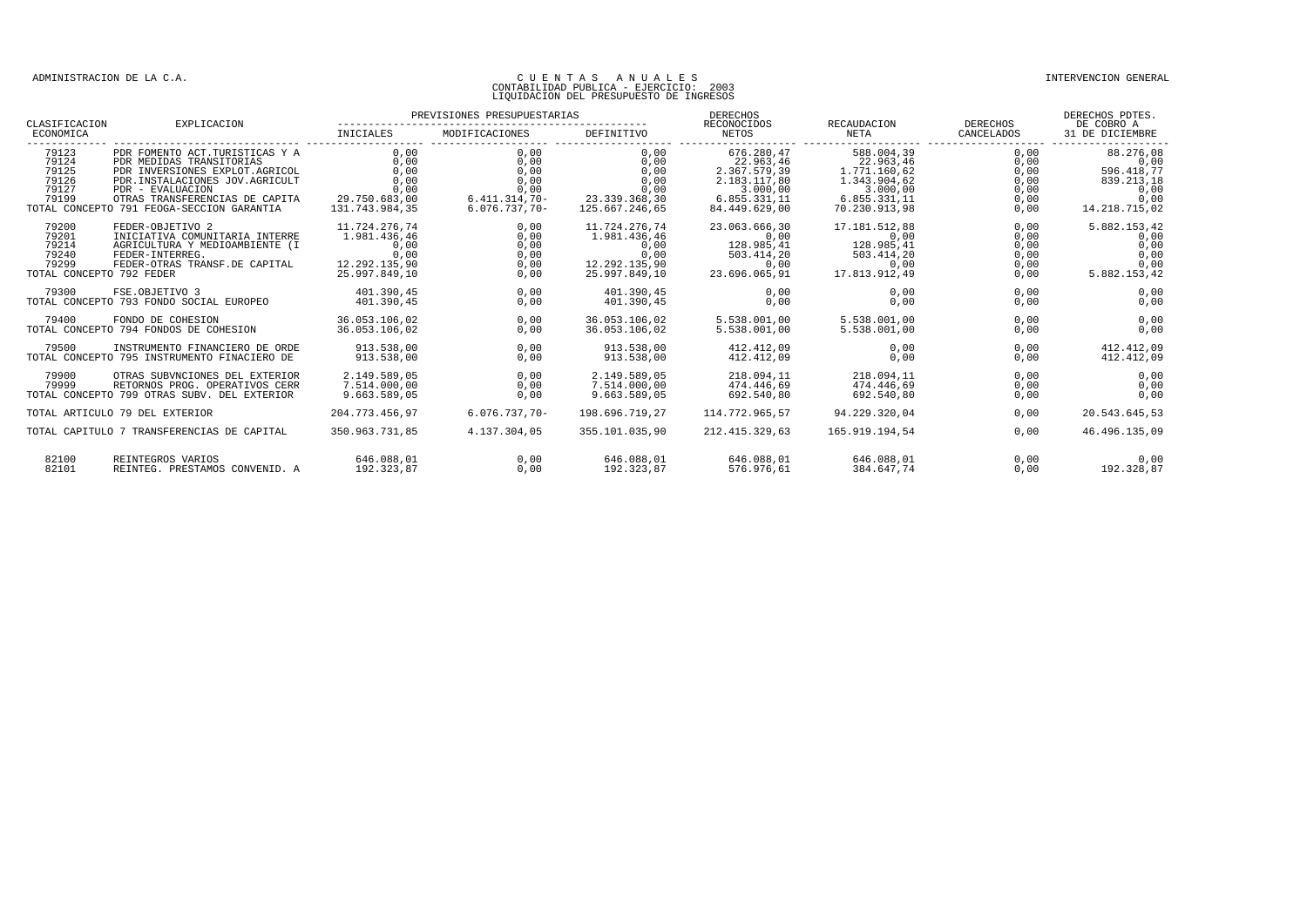ADMINISTRACION DE LA C.A.

# CUENTAS ANUALES
## CONTABILIDAD PUBLICA - EJERCICIO: 2003
## LIQUIDACION DEL PRESUPUESTO DE INGRESOS

INTERVENCION GENERAL

| CLASIFICACION ECONOMICA | EXPLICACION | PREVISIONES PRESUPUESTARIAS INICIALES | MODIFICACIONES | DEFINITIVO | DERECHOS RECONOCIDOS NETOS | RECAUDACION NETA | DERECHOS CANCELADOS | DERECHOS PDTES. DE COBRO A 31 DE DICIEMBRE |
|---|---|---|---|---|---|---|---|---|
| 79123 | PDR FOMENTO ACT.TURISTICAS Y A | 0,00 | 0,00 | 0,00 | 676.280,47 | 588.004,39 | 0,00 | 88.276,08 |
| 79124 | PDR MEDIDAS TRANSITORIAS | 0,00 | 0,00 | 0,00 | 22.963,46 | 22.963,46 | 0,00 | 0,00 |
| 79125 | PDR INVERSIONES EXPLOT.AGRICOL | 0,00 | 0,00 | 0,00 | 2.367.579,39 | 1.771.160,62 | 0,00 | 596.418,77 |
| 79126 | PDR.INSTALACIONES JOV.AGRICULT | 0,00 | 0,00 | 0,00 | 2.183.117,80 | 1.343.904,62 | 0,00 | 839.213,18 |
| 79127 | PDR - EVALUACION | 0,00 | 0,00 | 0,00 | 3.000,00 | 3.000,00 | 0,00 | 0,00 |
| 79199 | OTRAS TRANSFERENCIAS DE CAPITA | 29.750.683,00 | 6.411.314,70- | 23.339.368,30 | 6.855.331,11 | 6.855.331,11 | 0,00 | 0,00 |
| TOTAL CONCEPTO 791 FEOGA-SECCION GARANTIA | | 131.743.984,35 | 6.076.737,70- | 125.667.246,65 | 84.449.629,00 | 70.230.913,98 | 0,00 | 14.218.715,02 |
| 79200 | FEDER-OBJETIVO 2 | 11.724.276,74 | 0,00 | 11.724.276,74 | 23.063.666,30 | 17.181.512,88 | 0,00 | 5.882.153,42 |
| 79201 | INICIATIVA COMUNITARIA INTERRE | 1.981.436,46 | 0,00 | 1.981.436,46 | 0,00 | 0,00 | 0,00 | 0,00 |
| 79214 | AGRICULTURA Y MEDIOAMBIENTE (I | 0,00 | 0,00 | 0,00 | 128.985,41 | 128.985,41 | 0,00 | 0,00 |
| 79240 | FEDER-INTERREG. | 0,00 | 0,00 | 0,00 | 503.414,20 | 503.414,20 | 0,00 | 0,00 |
| 79299 | FEDER-OTRAS TRANSF.DE CAPITAL | 12.292.135,90 | 0,00 | 12.292.135,90 | 0,00 | 0,00 | 0,00 | 0,00 |
| TOTAL CONCEPTO 792 FEDER | | 25.997.849,10 | 0,00 | 25.997.849,10 | 23.696.065,91 | 17.813.912,49 | 0,00 | 5.882.153,42 |
| 79300 | FSE.OBJETIVO 3 | 401.390,45 | 0,00 | 401.390,45 | 0,00 | 0,00 | 0,00 | 0,00 |
| TOTAL CONCEPTO 793 FONDO SOCIAL EUROPEO | | 401.390,45 | 0,00 | 401.390,45 | 0,00 | 0,00 | 0,00 | 0,00 |
| 79400 | FONDO DE COHESION | 36.053.106,02 | 0,00 | 36.053.106,02 | 5.538.001,00 | 5.538.001,00 | 0,00 | 0,00 |
| TOTAL CONCEPTO 794 FONDOS DE COHESION | | 36.053.106,02 | 0,00 | 36.053.106,02 | 5.538.001,00 | 5.538.001,00 | 0,00 | 0,00 |
| 79500 | INSTRUMENTO FINANCIERO DE ORDE | 913.538,00 | 0,00 | 913.538,00 | 412.412,09 | 0,00 | 0,00 | 412.412,09 |
| TOTAL CONCEPTO 795 INSTRUMENTO FINACIERO DE | | 913.538,00 | 0,00 | 913.538,00 | 412.412,09 | 0,00 | 0,00 | 412.412,09 |
| 79900 | OTRAS SUBVNCIONES DEL EXTERIOR | 2.149.589,05 | 0,00 | 2.149.589,05 | 218.094,11 | 218.094,11 | 0,00 | 0,00 |
| 79999 | RETORNOS PROG. OPERATIVOS CERR | 7.514.000,00 | 0,00 | 7.514.000,00 | 474.446,69 | 474.446,69 | 0,00 | 0,00 |
| TOTAL CONCEPTO 799 OTRAS SUBV. DEL EXTERIOR | | 9.663.589,05 | 0,00 | 9.663.589,05 | 692.540,80 | 692.540,80 | 0,00 | 0,00 |
| TOTAL ARTICULO 79 DEL EXTERIOR | | 204.773.456,97 | 6.076.737,70- | 198.696.719,27 | 114.772.965,57 | 94.229.320,04 | 0,00 | 20.543.645,53 |
| TOTAL CAPITULO 7 TRANSFERENCIAS DE CAPITAL | | 350.963.731,85 | 4.137.304,05 | 355.101.035,90 | 212.415.329,63 | 165.919.194,54 | 0,00 | 46.496.135,09 |
| 82100 | REINTEGROS VARIOS | 646.088,01 | 0,00 | 646.088,01 | 646.088,01 | 646.088,01 | 0,00 | 0,00 |
| 82101 | REINTEG. PRESTAMOS CONVENID. A | 192.323,87 | 0,00 | 192.323,87 | 576.976,61 | 384.647,74 | 0,00 | 192.328,87 |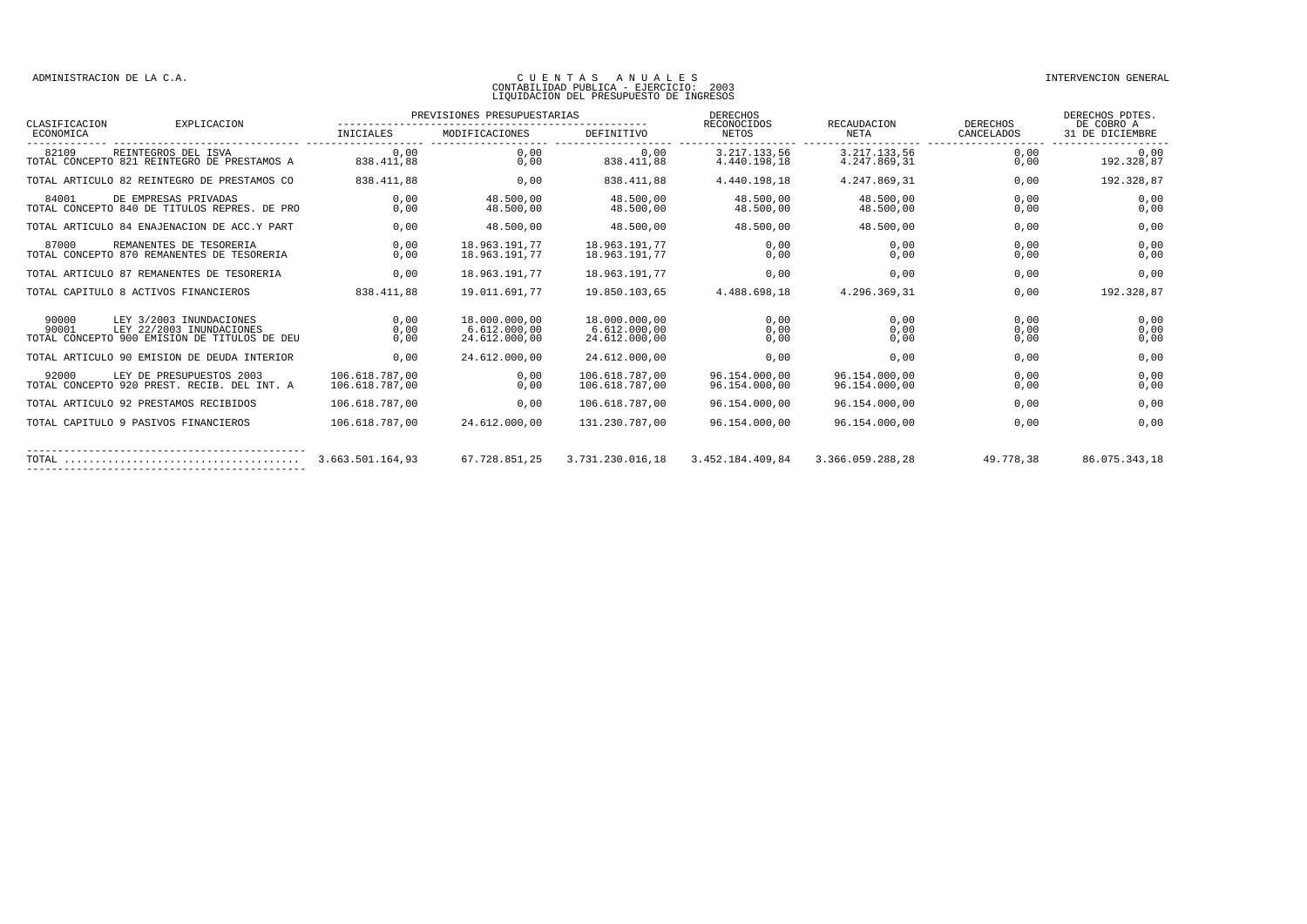ADMINISTRACION DE LA C.A.

CUENTAS ANUALES
CONTABILIDAD PUBLICA - EJERCICIO: 2003
LIQUIDACION DEL PRESUPUESTO DE INGRESOS

INTERVENCION GENERAL

| CLASIFICACION ECONOMICA | EXPLICACION | PREVISIONES PRESUPUESTARIAS INICIALES | MODIFICACIONES | DEFINITIVO | DERECHOS RECONOCIDOS NETOS | RECAUDACION NETA | DERECHOS CANCELADOS | DERECHOS PDTES. DE COBRO A 31 DE DICIEMBRE |
|---|---|---|---|---|---|---|---|---|
| 82109 | REINTEGROS DEL ISVA | 0,00 | 0,00 | 0,00 | 3.217.133,56 | 3.217.133,56 | 0,00 | 0,00 |
| TOTAL CONCEPTO 821 REINTEGRO DE PRESTAMOS A | | 838.411,88 | 0,00 | 838.411,88 | 4.440.198,18 | 4.247.869,31 | 0,00 | 192.328,87 |
| TOTAL ARTICULO 82 REINTEGRO DE PRESTAMOS CO | | 838.411,88 | 0,00 | 838.411,88 | 4.440.198,18 | 4.247.869,31 | 0,00 | 192.328,87 |
| 84001 | DE EMPRESAS PRIVADAS | 0,00 | 48.500,00 | 48.500,00 | 48.500,00 | 48.500,00 | 0,00 | 0,00 |
| TOTAL CONCEPTO 840 DE TITULOS REPRES. DE PRO | | 0,00 | 48.500,00 | 48.500,00 | 48.500,00 | 48.500,00 | 0,00 | 0,00 |
| TOTAL ARTICULO 84 ENAJENACION DE ACC.Y PART | | 0,00 | 48.500,00 | 48.500,00 | 48.500,00 | 48.500,00 | 0,00 | 0,00 |
| 87000 | REMANENTES DE TESORERIA | 0,00 | 18.963.191,77 | 18.963.191,77 | 0,00 | 0,00 | 0,00 | 0,00 |
| TOTAL CONCEPTO 870 REMANENTES DE TESORERIA | | 0,00 | 18.963.191,77 | 18.963.191,77 | 0,00 | 0,00 | 0,00 | 0,00 |
| TOTAL ARTICULO 87 REMANENTES DE TESORERIA | | 0,00 | 18.963.191,77 | 18.963.191,77 | 0,00 | 0,00 | 0,00 | 0,00 |
| TOTAL CAPITULO 8 ACTIVOS FINANCIEROS | | 838.411,88 | 19.011.691,77 | 19.850.103,65 | 4.488.698,18 | 4.296.369,31 | 0,00 | 192.328,87 |
| 90000 | LEY 3/2003 INUNDACIONES | 0,00 | 18.000.000,00 | 18.000.000,00 | 0,00 | 0,00 | 0,00 | 0,00 |
| 90001 | LEY 22/2003 INUNDACIONES | 0,00 | 6.612.000,00 | 6.612.000,00 | 0,00 | 0,00 | 0,00 | 0,00 |
| TOTAL CONCEPTO 900 EMISION DE TITULOS DE DEU | | 0,00 | 24.612.000,00 | 24.612.000,00 | 0,00 | 0,00 | 0,00 | 0,00 |
| TOTAL ARTICULO 90 EMISION DE DEUDA INTERIOR | | 0,00 | 24.612.000,00 | 24.612.000,00 | 0,00 | 0,00 | 0,00 | 0,00 |
| 92000 | LEY DE PRESUPUESTOS 2003 | 106.618.787,00 | 0,00 | 106.618.787,00 | 96.154.000,00 | 96.154.000,00 | 0,00 | 0,00 |
| TOTAL CONCEPTO 920 PREST. RECIB. DEL INT. A | | 106.618.787,00 | 0,00 | 106.618.787,00 | 96.154.000,00 | 96.154.000,00 | 0,00 | 0,00 |
| TOTAL ARTICULO 92 PRESTAMOS RECIBIDOS | | 106.618.787,00 | 0,00 | 106.618.787,00 | 96.154.000,00 | 96.154.000,00 | 0,00 | 0,00 |
| TOTAL CAPITULO 9 PASIVOS FINANCIEROS | | 106.618.787,00 | 24.612.000,00 | 131.230.787,00 | 96.154.000,00 | 96.154.000,00 | 0,00 | 0,00 |
| TOTAL ....................................... | | 3.663.501.164,93 | 67.728.851,25 | 3.731.230.016,18 | 3.452.184.409,84 | 3.366.059.288,28 | 49.778,38 | 86.075.343,18 |